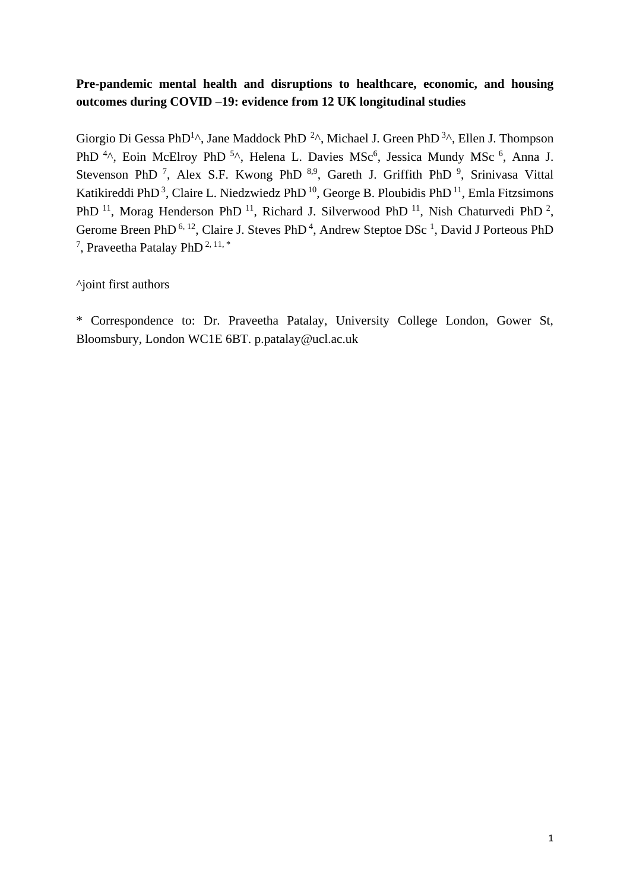**Pre-pandemic mental health and disruptions to healthcare, economic, and housing outcomes during COVID –19: evidence from 12 UK longitudinal studies**

Giorgio Di Gessa PhD[1]^, Jane Maddock PhD [2]^, Michael J. Green PhD [3]^, Ellen J. Thompson PhD [4]^, Eoin McElroy PhD [5]^, Helena L. Davies MSc[6], Jessica Mundy MSc [6], Anna J. Stevenson PhD [7], Alex S.F. Kwong PhD [8,9], Gareth J. Griffith PhD [9], Srinivasa Vittal Katikireddi PhD [3], Claire L. Niedzwiedz PhD [10], George B. Ploubidis PhD [11], Emla Fitzsimons PhD [11], Morag Henderson PhD [11], Richard J. Silverwood PhD [11], Nish Chaturvedi PhD [2], Gerome Breen PhD [6, 12], Claire J. Steves PhD [4], Andrew Steptoe DSc [1], David J Porteous PhD [7], Praveetha Patalay PhD [2, 11, *]

^joint first authors

* Correspondence to: Dr. Praveetha Patalay, University College London, Gower St, Bloomsbury, London WC1E 6BT. p.patalay@ucl.ac.uk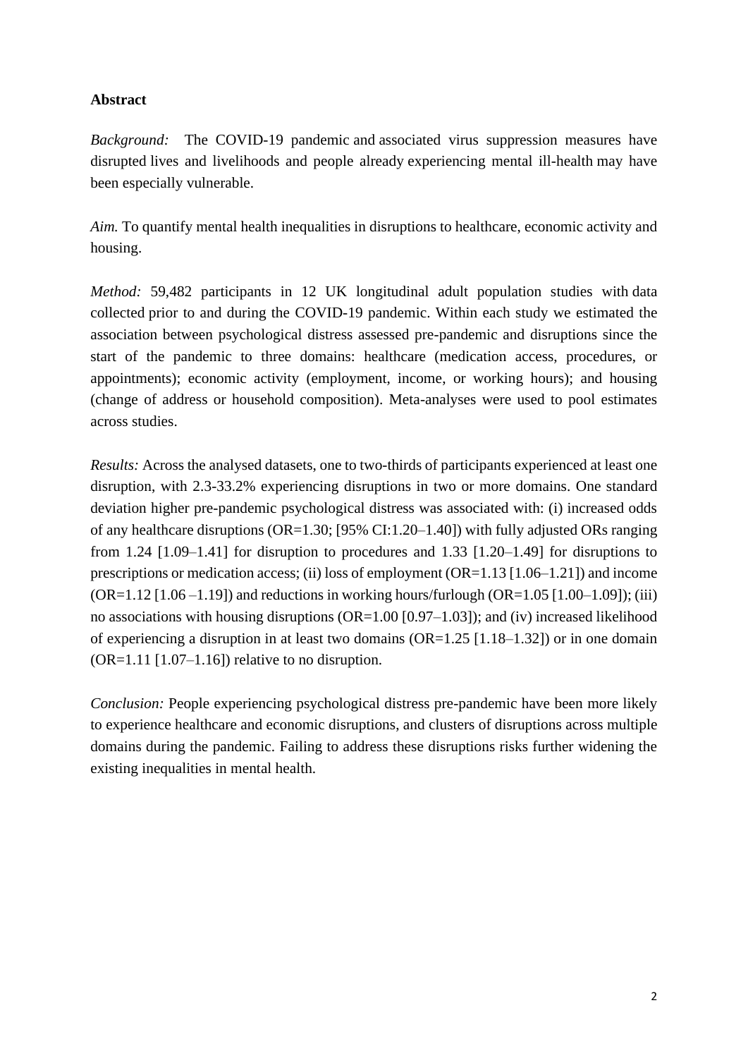**Abstract**

*Background:* The COVID-19 pandemic and associated virus suppression measures have disrupted lives and livelihoods and people already experiencing mental ill-health may have been especially vulnerable.

*Aim.* To quantify mental health inequalities in disruptions to healthcare, economic activity and housing.

*Method:* 59,482 participants in 12 UK longitudinal adult population studies with data collected prior to and during the COVID-19 pandemic. Within each study we estimated the association between psychological distress assessed pre-pandemic and disruptions since the start of the pandemic to three domains: healthcare (medication access, procedures, or appointments); economic activity (employment, income, or working hours); and housing (change of address or household composition). Meta-analyses were used to pool estimates across studies.

*Results:* Across the analysed datasets, one to two-thirds of participants experienced at least one disruption, with 2.3-33.2% experiencing disruptions in two or more domains. One standard deviation higher pre-pandemic psychological distress was associated with: (i) increased odds of any healthcare disruptions (OR=1.30; [95% CI:1.20–1.40]) with fully adjusted ORs ranging from 1.24 [1.09–1.41] for disruption to procedures and 1.33 [1.20–1.49] for disruptions to prescriptions or medication access; (ii) loss of employment (OR=1.13 [1.06–1.21]) and income (OR=1.12 [1.06 –1.19]) and reductions in working hours/furlough (OR=1.05 [1.00–1.09]); (iii) no associations with housing disruptions (OR=1.00 [0.97–1.03]); and (iv) increased likelihood of experiencing a disruption in at least two domains (OR=1.25 [1.18–1.32]) or in one domain (OR=1.11 [1.07–1.16]) relative to no disruption.

*Conclusion:* People experiencing psychological distress pre-pandemic have been more likely to experience healthcare and economic disruptions, and clusters of disruptions across multiple domains during the pandemic. Failing to address these disruptions risks further widening the existing inequalities in mental health.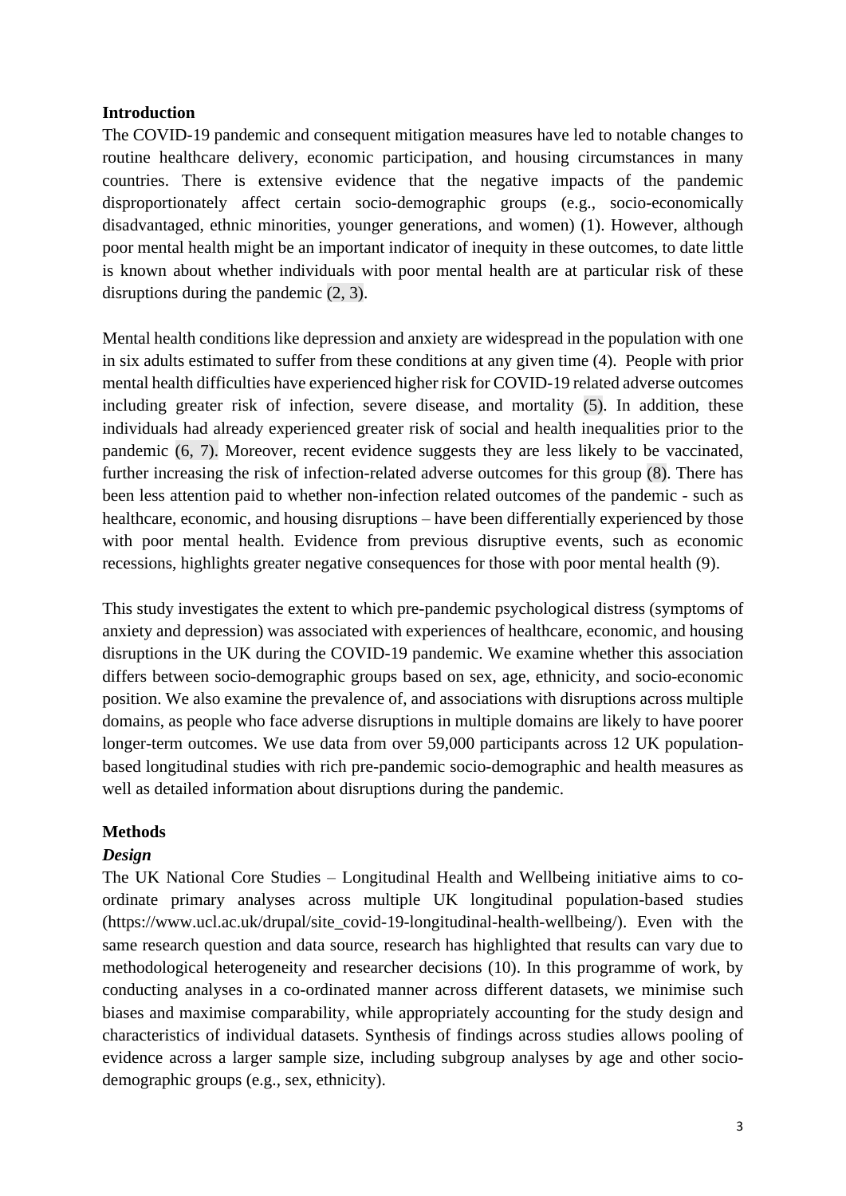## Introduction

The COVID-19 pandemic and consequent mitigation measures have led to notable changes to routine healthcare delivery, economic participation, and housing circumstances in many countries. There is extensive evidence that the negative impacts of the pandemic disproportionately affect certain socio-demographic groups (e.g., socio-economically disadvantaged, ethnic minorities, younger generations, and women) (1). However, although poor mental health might be an important indicator of inequity in these outcomes, to date little is known about whether individuals with poor mental health are at particular risk of these disruptions during the pandemic (2, 3).

Mental health conditions like depression and anxiety are widespread in the population with one in six adults estimated to suffer from these conditions at any given time (4). People with prior mental health difficulties have experienced higher risk for COVID-19 related adverse outcomes including greater risk of infection, severe disease, and mortality (5). In addition, these individuals had already experienced greater risk of social and health inequalities prior to the pandemic (6, 7). Moreover, recent evidence suggests they are less likely to be vaccinated, further increasing the risk of infection-related adverse outcomes for this group (8). There has been less attention paid to whether non-infection related outcomes of the pandemic - such as healthcare, economic, and housing disruptions – have been differentially experienced by those with poor mental health. Evidence from previous disruptive events, such as economic recessions, highlights greater negative consequences for those with poor mental health (9).

This study investigates the extent to which pre-pandemic psychological distress (symptoms of anxiety and depression) was associated with experiences of healthcare, economic, and housing disruptions in the UK during the COVID-19 pandemic. We examine whether this association differs between socio-demographic groups based on sex, age, ethnicity, and socio-economic position. We also examine the prevalence of, and associations with disruptions across multiple domains, as people who face adverse disruptions in multiple domains are likely to have poorer longer-term outcomes. We use data from over 59,000 participants across 12 UK population-based longitudinal studies with rich pre-pandemic socio-demographic and health measures as well as detailed information about disruptions during the pandemic.

## Methods

### *Design*

The UK National Core Studies – Longitudinal Health and Wellbeing initiative aims to co-ordinate primary analyses across multiple UK longitudinal population-based studies (https://www.ucl.ac.uk/drupal/site_covid-19-longitudinal-health-wellbeing/). Even with the same research question and data source, research has highlighted that results can vary due to methodological heterogeneity and researcher decisions (10). In this programme of work, by conducting analyses in a co-ordinated manner across different datasets, we minimise such biases and maximise comparability, while appropriately accounting for the study design and characteristics of individual datasets. Synthesis of findings across studies allows pooling of evidence across a larger sample size, including subgroup analyses by age and other socio-demographic groups (e.g., sex, ethnicity).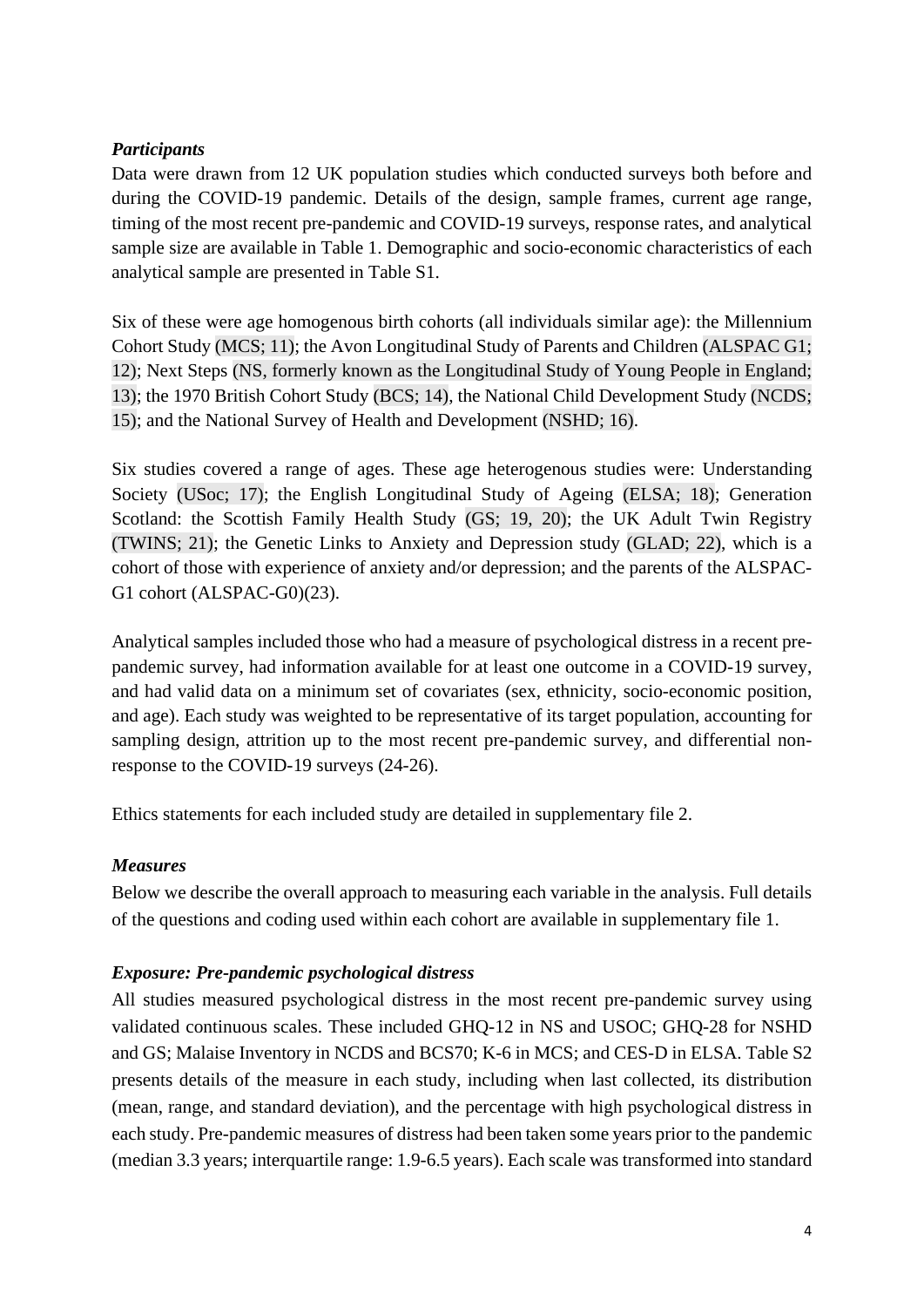***Participants***

Data were drawn from 12 UK population studies which conducted surveys both before and during the COVID-19 pandemic. Details of the design, sample frames, current age range, timing of the most recent pre-pandemic and COVID-19 surveys, response rates, and analytical sample size are available in Table 1. Demographic and socio-economic characteristics of each analytical sample are presented in Table S1.

Six of these were age homogenous birth cohorts (all individuals similar age): the Millennium Cohort Study (MCS; 11); the Avon Longitudinal Study of Parents and Children (ALSPAC G1; 12); Next Steps (NS, formerly known as the Longitudinal Study of Young People in England; 13); the 1970 British Cohort Study (BCS; 14), the National Child Development Study (NCDS; 15); and the National Survey of Health and Development (NSHD; 16).

Six studies covered a range of ages. These age heterogenous studies were: Understanding Society (USoc; 17); the English Longitudinal Study of Ageing (ELSA; 18); Generation Scotland: the Scottish Family Health Study (GS; 19, 20); the UK Adult Twin Registry (TWINS; 21); the Genetic Links to Anxiety and Depression study (GLAD; 22), which is a cohort of those with experience of anxiety and/or depression; and the parents of the ALSPAC-G1 cohort (ALSPAC-G0)(23).

Analytical samples included those who had a measure of psychological distress in a recent pre-pandemic survey, had information available for at least one outcome in a COVID-19 survey, and had valid data on a minimum set of covariates (sex, ethnicity, socio-economic position, and age). Each study was weighted to be representative of its target population, accounting for sampling design, attrition up to the most recent pre-pandemic survey, and differential non-response to the COVID-19 surveys (24-26).

Ethics statements for each included study are detailed in supplementary file 2.

***Measures***

Below we describe the overall approach to measuring each variable in the analysis. Full details of the questions and coding used within each cohort are available in supplementary file 1.

***Exposure: Pre-pandemic psychological distress***

All studies measured psychological distress in the most recent pre-pandemic survey using validated continuous scales. These included GHQ-12 in NS and USOC; GHQ-28 for NSHD and GS; Malaise Inventory in NCDS and BCS70; K-6 in MCS; and CES-D in ELSA. Table S2 presents details of the measure in each study, including when last collected, its distribution (mean, range, and standard deviation), and the percentage with high psychological distress in each study. Pre-pandemic measures of distress had been taken some years prior to the pandemic (median 3.3 years; interquartile range: 1.9-6.5 years). Each scale was transformed into standard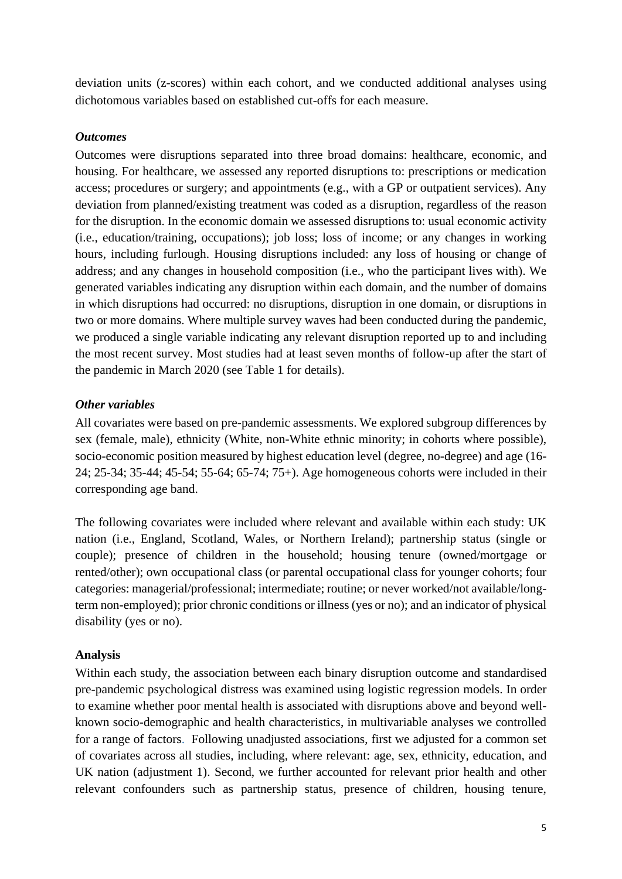deviation units (z-scores) within each cohort, and we conducted additional analyses using dichotomous variables based on established cut-offs for each measure.

### *Outcomes*

Outcomes were disruptions separated into three broad domains: healthcare, economic, and housing. For healthcare, we assessed any reported disruptions to: prescriptions or medication access; procedures or surgery; and appointments (e.g., with a GP or outpatient services). Any deviation from planned/existing treatment was coded as a disruption, regardless of the reason for the disruption. In the economic domain we assessed disruptions to: usual economic activity (i.e., education/training, occupations); job loss; loss of income; or any changes in working hours, including furlough. Housing disruptions included: any loss of housing or change of address; and any changes in household composition (i.e., who the participant lives with). We generated variables indicating any disruption within each domain, and the number of domains in which disruptions had occurred: no disruptions, disruption in one domain, or disruptions in two or more domains. Where multiple survey waves had been conducted during the pandemic, we produced a single variable indicating any relevant disruption reported up to and including the most recent survey. Most studies had at least seven months of follow-up after the start of the pandemic in March 2020 (see Table 1 for details).

### *Other variables*

All covariates were based on pre-pandemic assessments. We explored subgroup differences by sex (female, male), ethnicity (White, non-White ethnic minority; in cohorts where possible), socio-economic position measured by highest education level (degree, no-degree) and age (16-24; 25-34; 35-44; 45-54; 55-64; 65-74; 75+). Age homogeneous cohorts were included in their corresponding age band.

The following covariates were included where relevant and available within each study: UK nation (i.e., England, Scotland, Wales, or Northern Ireland); partnership status (single or couple); presence of children in the household; housing tenure (owned/mortgage or rented/other); own occupational class (or parental occupational class for younger cohorts; four categories: managerial/professional; intermediate; routine; or never worked/not available/long-term non-employed); prior chronic conditions or illness (yes or no); and an indicator of physical disability (yes or no).

## Analysis

Within each study, the association between each binary disruption outcome and standardised pre-pandemic psychological distress was examined using logistic regression models. In order to examine whether poor mental health is associated with disruptions above and beyond well-known socio-demographic and health characteristics, in multivariable analyses we controlled for a range of factors. Following unadjusted associations, first we adjusted for a common set of covariates across all studies, including, where relevant: age, sex, ethnicity, education, and UK nation (adjustment 1). Second, we further accounted for relevant prior health and other relevant confounders such as partnership status, presence of children, housing tenure,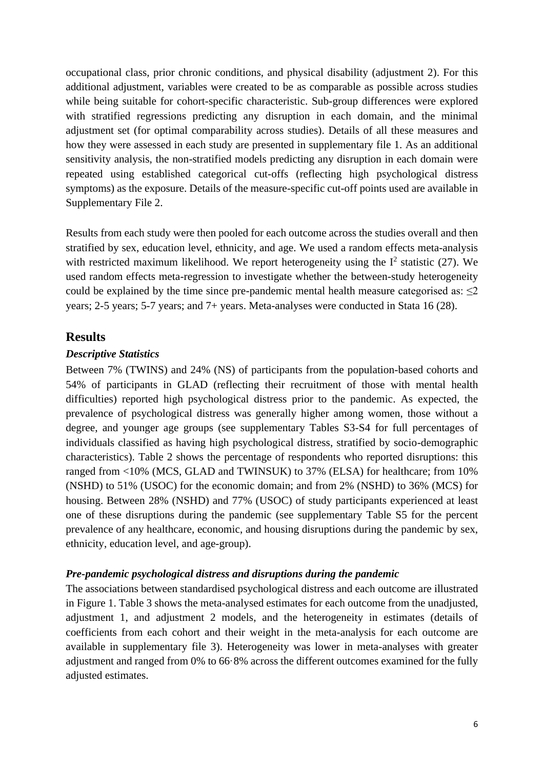occupational class, prior chronic conditions, and physical disability (adjustment 2). For this additional adjustment, variables were created to be as comparable as possible across studies while being suitable for cohort-specific characteristic. Sub-group differences were explored with stratified regressions predicting any disruption in each domain, and the minimal adjustment set (for optimal comparability across studies). Details of all these measures and how they were assessed in each study are presented in supplementary file 1. As an additional sensitivity analysis, the non-stratified models predicting any disruption in each domain were repeated using established categorical cut-offs (reflecting high psychological distress symptoms) as the exposure. Details of the measure-specific cut-off points used are available in Supplementary File 2.

Results from each study were then pooled for each outcome across the studies overall and then stratified by sex, education level, ethnicity, and age. We used a random effects meta-analysis with restricted maximum likelihood. We report heterogeneity using the $I^2$ statistic (27). We used random effects meta-regression to investigate whether the between-study heterogeneity could be explained by the time since pre-pandemic mental health measure categorised as: ≤2 years; 2-5 years; 5-7 years; and 7+ years. Meta-analyses were conducted in Stata 16 (28).

## Results

### *Descriptive Statistics*

Between 7% (TWINS) and 24% (NS) of participants from the population-based cohorts and 54% of participants in GLAD (reflecting their recruitment of those with mental health difficulties) reported high psychological distress prior to the pandemic. As expected, the prevalence of psychological distress was generally higher among women, those without a degree, and younger age groups (see supplementary Tables S3-S4 for full percentages of individuals classified as having high psychological distress, stratified by socio-demographic characteristics). Table 2 shows the percentage of respondents who reported disruptions: this ranged from <10% (MCS, GLAD and TWINSUK) to 37% (ELSA) for healthcare; from 10% (NSHD) to 51% (USOC) for the economic domain; and from 2% (NSHD) to 36% (MCS) for housing. Between 28% (NSHD) and 77% (USOC) of study participants experienced at least one of these disruptions during the pandemic (see supplementary Table S5 for the percent prevalence of any healthcare, economic, and housing disruptions during the pandemic by sex, ethnicity, education level, and age-group).

### *Pre-pandemic psychological distress and disruptions during the pandemic*

The associations between standardised psychological distress and each outcome are illustrated in Figure 1. Table 3 shows the meta-analysed estimates for each outcome from the unadjusted, adjustment 1, and adjustment 2 models, and the heterogeneity in estimates (details of coefficients from each cohort and their weight in the meta-analysis for each outcome are available in supplementary file 3). Heterogeneity was lower in meta-analyses with greater adjustment and ranged from 0% to 66·8% across the different outcomes examined for the fully adjusted estimates.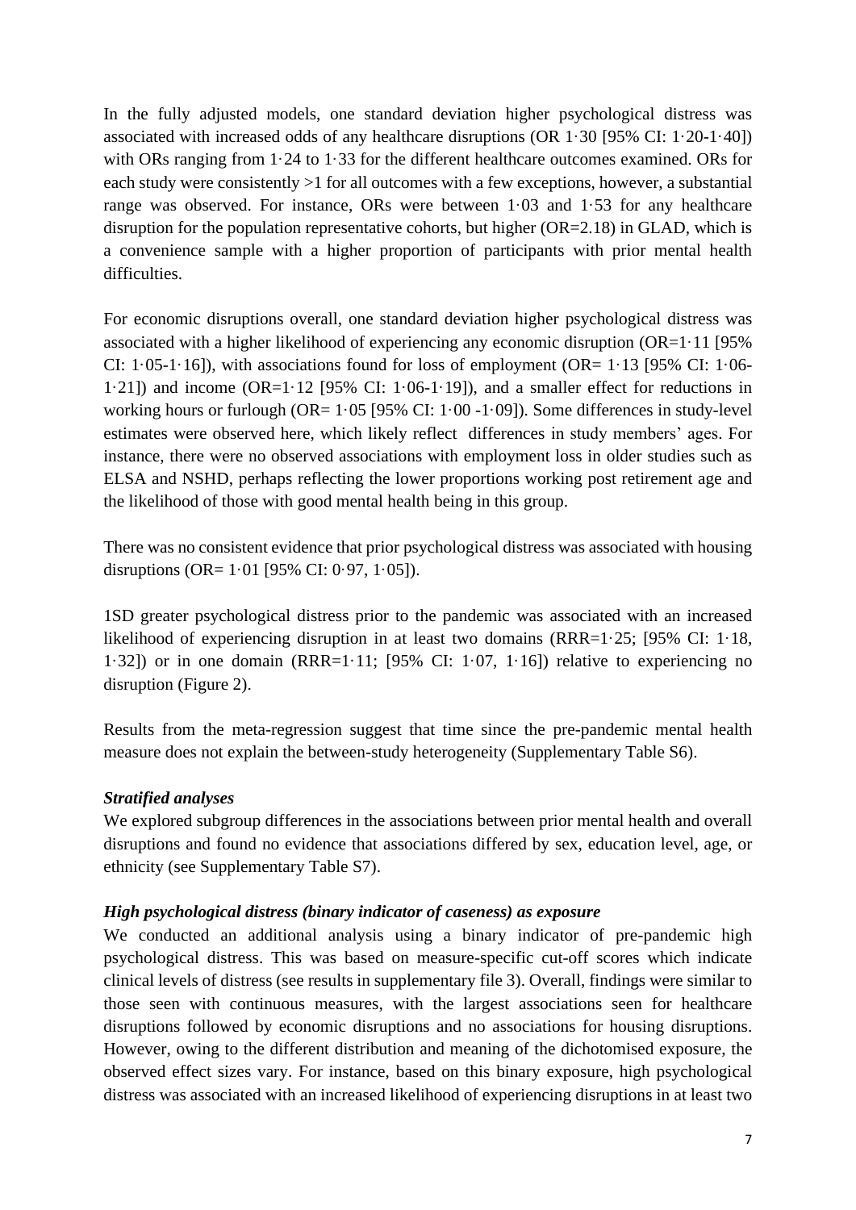In the fully adjusted models, one standard deviation higher psychological distress was associated with increased odds of any healthcare disruptions (OR 1·30 [95% CI: 1·20-1·40]) with ORs ranging from 1·24 to 1·33 for the different healthcare outcomes examined. ORs for each study were consistently >1 for all outcomes with a few exceptions, however, a substantial range was observed. For instance, ORs were between 1·03 and 1·53 for any healthcare disruption for the population representative cohorts, but higher (OR=2.18) in GLAD, which is a convenience sample with a higher proportion of participants with prior mental health difficulties.

For economic disruptions overall, one standard deviation higher psychological distress was associated with a higher likelihood of experiencing any economic disruption (OR=1·11 [95% CI: 1·05-1·16]), with associations found for loss of employment (OR= 1·13 [95% CI: 1·06-1·21]) and income (OR=1·12 [95% CI: 1·06-1·19]), and a smaller effect for reductions in working hours or furlough (OR= 1·05 [95% CI: 1·00 -1·09]). Some differences in study-level estimates were observed here, which likely reflect differences in study members' ages. For instance, there were no observed associations with employment loss in older studies such as ELSA and NSHD, perhaps reflecting the lower proportions working post retirement age and the likelihood of those with good mental health being in this group.

There was no consistent evidence that prior psychological distress was associated with housing disruptions (OR= 1·01 [95% CI: 0·97, 1·05]).

1SD greater psychological distress prior to the pandemic was associated with an increased likelihood of experiencing disruption in at least two domains (RRR=1·25; [95% CI: 1·18, 1·32]) or in one domain (RRR=1·11; [95% CI: 1·07, 1·16]) relative to experiencing no disruption (Figure 2).

Results from the meta-regression suggest that time since the pre-pandemic mental health measure does not explain the between-study heterogeneity (Supplementary Table S6).

***Stratified analyses***

We explored subgroup differences in the associations between prior mental health and overall disruptions and found no evidence that associations differed by sex, education level, age, or ethnicity (see Supplementary Table S7).

***High psychological distress (binary indicator of caseness) as exposure***

We conducted an additional analysis using a binary indicator of pre-pandemic high psychological distress. This was based on measure-specific cut-off scores which indicate clinical levels of distress (see results in supplementary file 3). Overall, findings were similar to those seen with continuous measures, with the largest associations seen for healthcare disruptions followed by economic disruptions and no associations for housing disruptions. However, owing to the different distribution and meaning of the dichotomised exposure, the observed effect sizes vary. For instance, based on this binary exposure, high psychological distress was associated with an increased likelihood of experiencing disruptions in at least two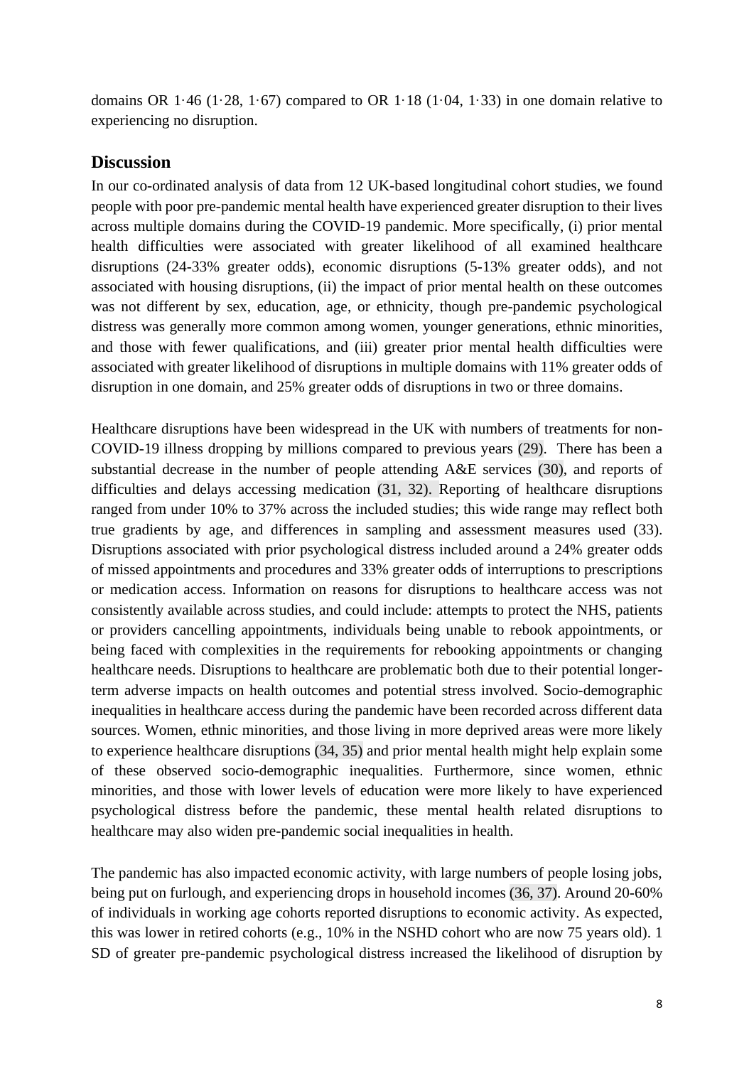domains OR 1·46 (1·28, 1·67) compared to OR 1·18 (1·04, 1·33) in one domain relative to experiencing no disruption.

## Discussion

In our co-ordinated analysis of data from 12 UK-based longitudinal cohort studies, we found people with poor pre-pandemic mental health have experienced greater disruption to their lives across multiple domains during the COVID-19 pandemic. More specifically, (i) prior mental health difficulties were associated with greater likelihood of all examined healthcare disruptions (24-33% greater odds), economic disruptions (5-13% greater odds), and not associated with housing disruptions, (ii) the impact of prior mental health on these outcomes was not different by sex, education, age, or ethnicity, though pre-pandemic psychological distress was generally more common among women, younger generations, ethnic minorities, and those with fewer qualifications, and (iii) greater prior mental health difficulties were associated with greater likelihood of disruptions in multiple domains with 11% greater odds of disruption in one domain, and 25% greater odds of disruptions in two or three domains.

Healthcare disruptions have been widespread in the UK with numbers of treatments for non-COVID-19 illness dropping by millions compared to previous years (29). There has been a substantial decrease in the number of people attending A&E services (30), and reports of difficulties and delays accessing medication (31, 32). Reporting of healthcare disruptions ranged from under 10% to 37% across the included studies; this wide range may reflect both true gradients by age, and differences in sampling and assessment measures used (33). Disruptions associated with prior psychological distress included around a 24% greater odds of missed appointments and procedures and 33% greater odds of interruptions to prescriptions or medication access. Information on reasons for disruptions to healthcare access was not consistently available across studies, and could include: attempts to protect the NHS, patients or providers cancelling appointments, individuals being unable to rebook appointments, or being faced with complexities in the requirements for rebooking appointments or changing healthcare needs. Disruptions to healthcare are problematic both due to their potential longer-term adverse impacts on health outcomes and potential stress involved. Socio-demographic inequalities in healthcare access during the pandemic have been recorded across different data sources. Women, ethnic minorities, and those living in more deprived areas were more likely to experience healthcare disruptions (34, 35) and prior mental health might help explain some of these observed socio-demographic inequalities. Furthermore, since women, ethnic minorities, and those with lower levels of education were more likely to have experienced psychological distress before the pandemic, these mental health related disruptions to healthcare may also widen pre-pandemic social inequalities in health.

The pandemic has also impacted economic activity, with large numbers of people losing jobs, being put on furlough, and experiencing drops in household incomes (36, 37). Around 20-60% of individuals in working age cohorts reported disruptions to economic activity. As expected, this was lower in retired cohorts (e.g., 10% in the NSHD cohort who are now 75 years old). 1 SD of greater pre-pandemic psychological distress increased the likelihood of disruption by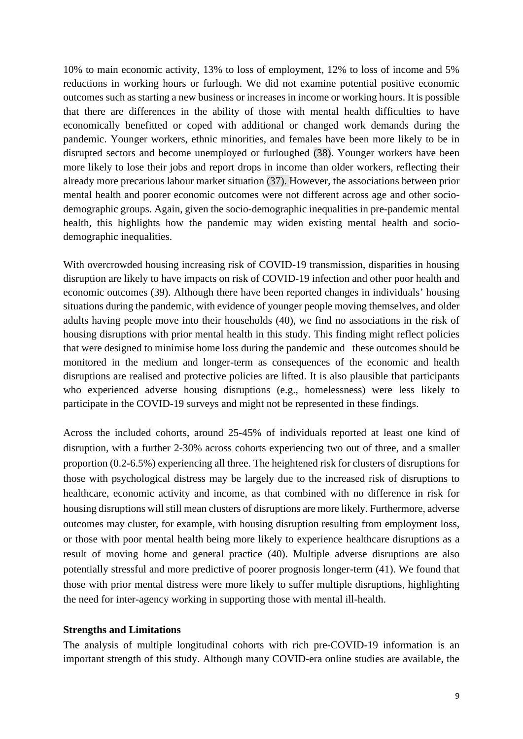10% to main economic activity, 13% to loss of employment, 12% to loss of income and 5% reductions in working hours or furlough. We did not examine potential positive economic outcomes such as starting a new business or increases in income or working hours. It is possible that there are differences in the ability of those with mental health difficulties to have economically benefitted or coped with additional or changed work demands during the pandemic. Younger workers, ethnic minorities, and females have been more likely to be in disrupted sectors and become unemployed or furloughed (38). Younger workers have been more likely to lose their jobs and report drops in income than older workers, reflecting their already more precarious labour market situation (37). However, the associations between prior mental health and poorer economic outcomes were not different across age and other socio-demographic groups. Again, given the socio-demographic inequalities in pre-pandemic mental health, this highlights how the pandemic may widen existing mental health and socio-demographic inequalities.

With overcrowded housing increasing risk of COVID-19 transmission, disparities in housing disruption are likely to have impacts on risk of COVID-19 infection and other poor health and economic outcomes (39). Although there have been reported changes in individuals' housing situations during the pandemic, with evidence of younger people moving themselves, and older adults having people move into their households (40), we find no associations in the risk of housing disruptions with prior mental health in this study. This finding might reflect policies that were designed to minimise home loss during the pandemic and these outcomes should be monitored in the medium and longer-term as consequences of the economic and health disruptions are realised and protective policies are lifted. It is also plausible that participants who experienced adverse housing disruptions (e.g., homelessness) were less likely to participate in the COVID-19 surveys and might not be represented in these findings.

Across the included cohorts, around 25-45% of individuals reported at least one kind of disruption, with a further 2-30% across cohorts experiencing two out of three, and a smaller proportion (0.2-6.5%) experiencing all three. The heightened risk for clusters of disruptions for those with psychological distress may be largely due to the increased risk of disruptions to healthcare, economic activity and income, as that combined with no difference in risk for housing disruptions will still mean clusters of disruptions are more likely. Furthermore, adverse outcomes may cluster, for example, with housing disruption resulting from employment loss, or those with poor mental health being more likely to experience healthcare disruptions as a result of moving home and general practice (40). Multiple adverse disruptions are also potentially stressful and more predictive of poorer prognosis longer-term (41). We found that those with prior mental distress were more likely to suffer multiple disruptions, highlighting the need for inter-agency working in supporting those with mental ill-health.

**Strengths and Limitations**

The analysis of multiple longitudinal cohorts with rich pre-COVID-19 information is an important strength of this study. Although many COVID-era online studies are available, the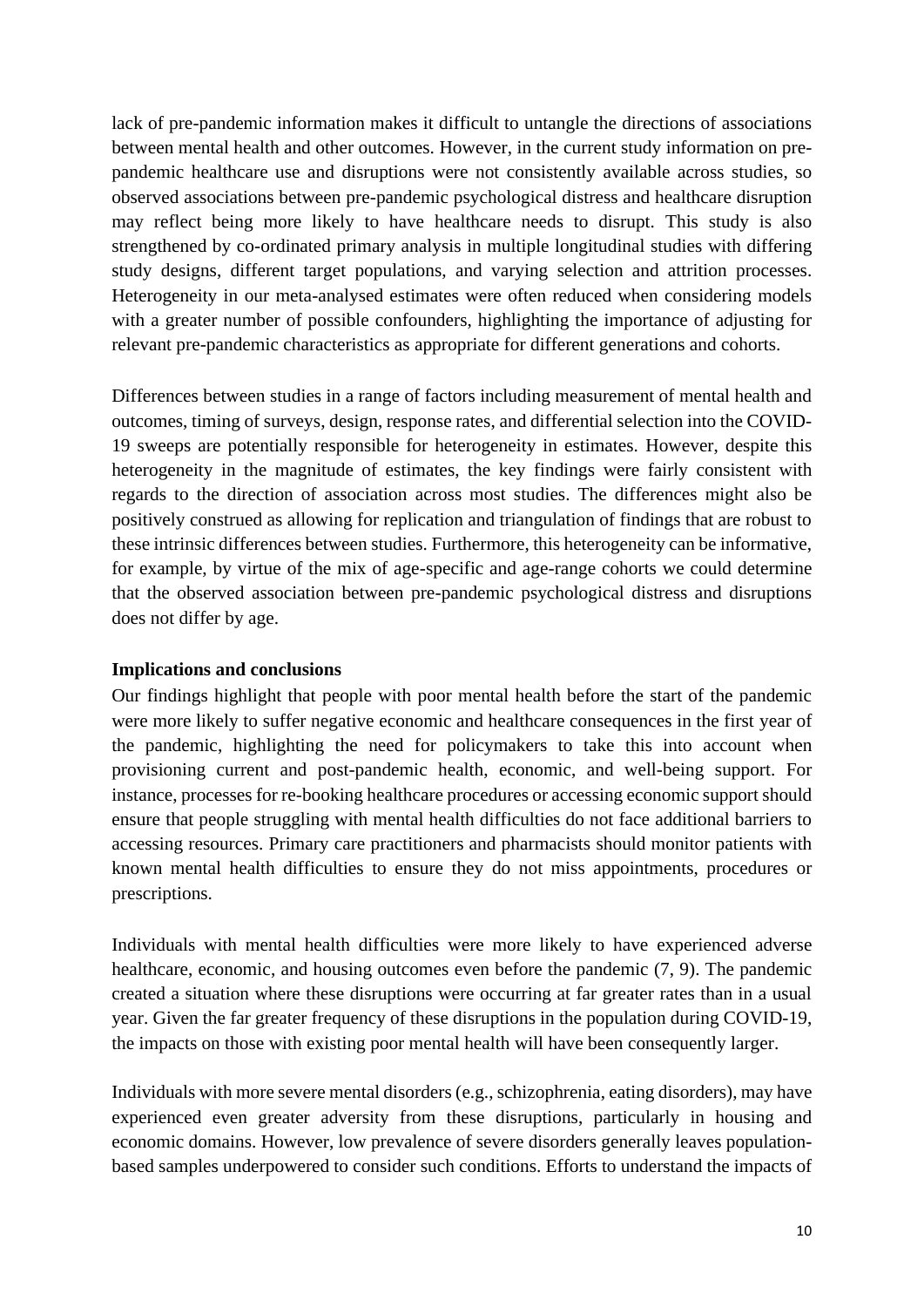lack of pre-pandemic information makes it difficult to untangle the directions of associations between mental health and other outcomes. However, in the current study information on pre-pandemic healthcare use and disruptions were not consistently available across studies, so observed associations between pre-pandemic psychological distress and healthcare disruption may reflect being more likely to have healthcare needs to disrupt. This study is also strengthened by co-ordinated primary analysis in multiple longitudinal studies with differing study designs, different target populations, and varying selection and attrition processes. Heterogeneity in our meta-analysed estimates were often reduced when considering models with a greater number of possible confounders, highlighting the importance of adjusting for relevant pre-pandemic characteristics as appropriate for different generations and cohorts.

Differences between studies in a range of factors including measurement of mental health and outcomes, timing of surveys, design, response rates, and differential selection into the COVID-19 sweeps are potentially responsible for heterogeneity in estimates. However, despite this heterogeneity in the magnitude of estimates, the key findings were fairly consistent with regards to the direction of association across most studies. The differences might also be positively construed as allowing for replication and triangulation of findings that are robust to these intrinsic differences between studies. Furthermore, this heterogeneity can be informative, for example, by virtue of the mix of age-specific and age-range cohorts we could determine that the observed association between pre-pandemic psychological distress and disruptions does not differ by age.

**Implications and conclusions**

Our findings highlight that people with poor mental health before the start of the pandemic were more likely to suffer negative economic and healthcare consequences in the first year of the pandemic, highlighting the need for policymakers to take this into account when provisioning current and post-pandemic health, economic, and well-being support. For instance, processes for re-booking healthcare procedures or accessing economic support should ensure that people struggling with mental health difficulties do not face additional barriers to accessing resources. Primary care practitioners and pharmacists should monitor patients with known mental health difficulties to ensure they do not miss appointments, procedures or prescriptions.

Individuals with mental health difficulties were more likely to have experienced adverse healthcare, economic, and housing outcomes even before the pandemic (7, 9). The pandemic created a situation where these disruptions were occurring at far greater rates than in a usual year. Given the far greater frequency of these disruptions in the population during COVID-19, the impacts on those with existing poor mental health will have been consequently larger.

Individuals with more severe mental disorders (e.g., schizophrenia, eating disorders), may have experienced even greater adversity from these disruptions, particularly in housing and economic domains. However, low prevalence of severe disorders generally leaves population-based samples underpowered to consider such conditions. Efforts to understand the impacts of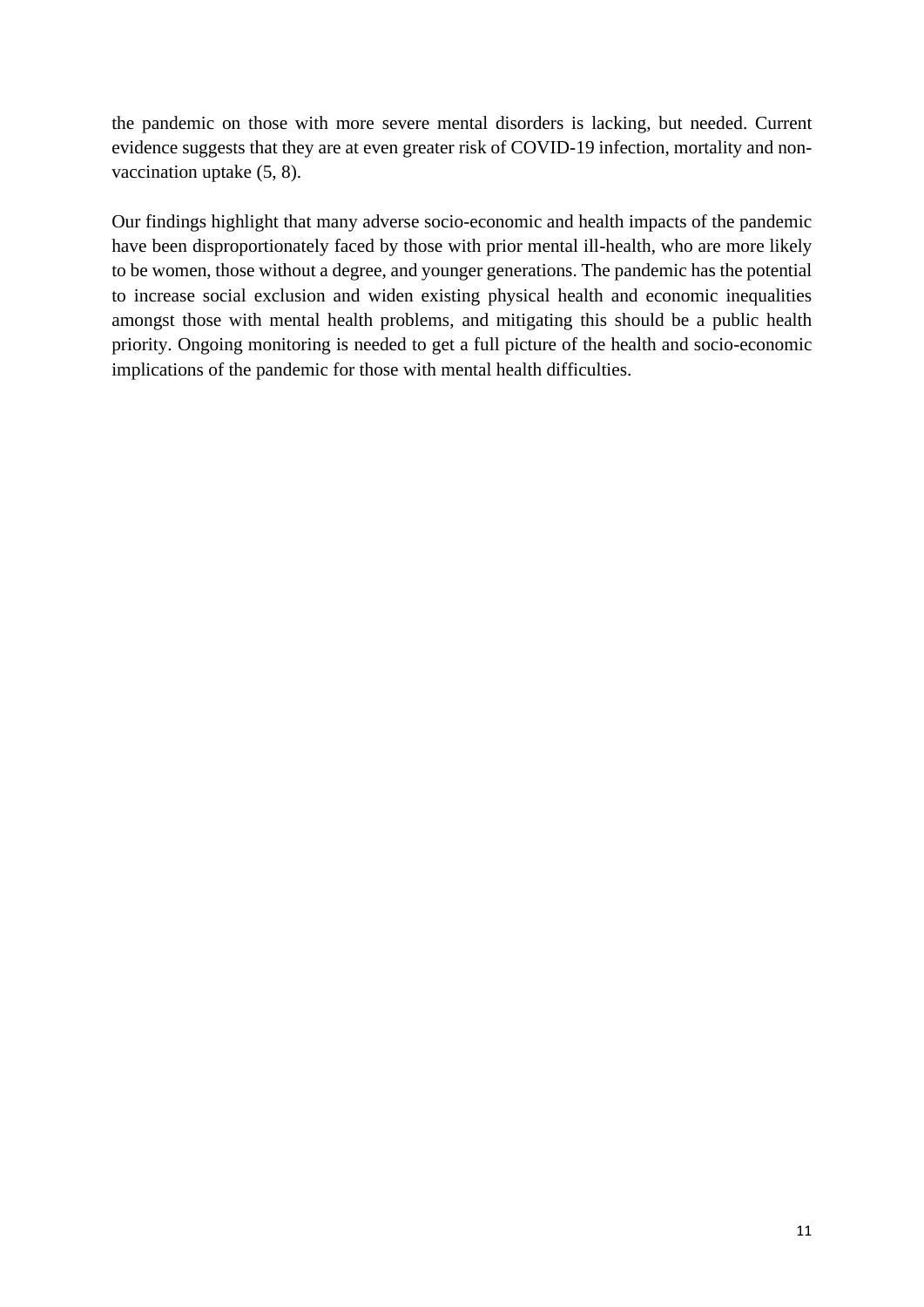the pandemic on those with more severe mental disorders is lacking, but needed. Current evidence suggests that they are at even greater risk of COVID-19 infection, mortality and non-vaccination uptake (5, 8).

Our findings highlight that many adverse socio-economic and health impacts of the pandemic have been disproportionately faced by those with prior mental ill-health, who are more likely to be women, those without a degree, and younger generations. The pandemic has the potential to increase social exclusion and widen existing physical health and economic inequalities amongst those with mental health problems, and mitigating this should be a public health priority. Ongoing monitoring is needed to get a full picture of the health and socio-economic implications of the pandemic for those with mental health difficulties.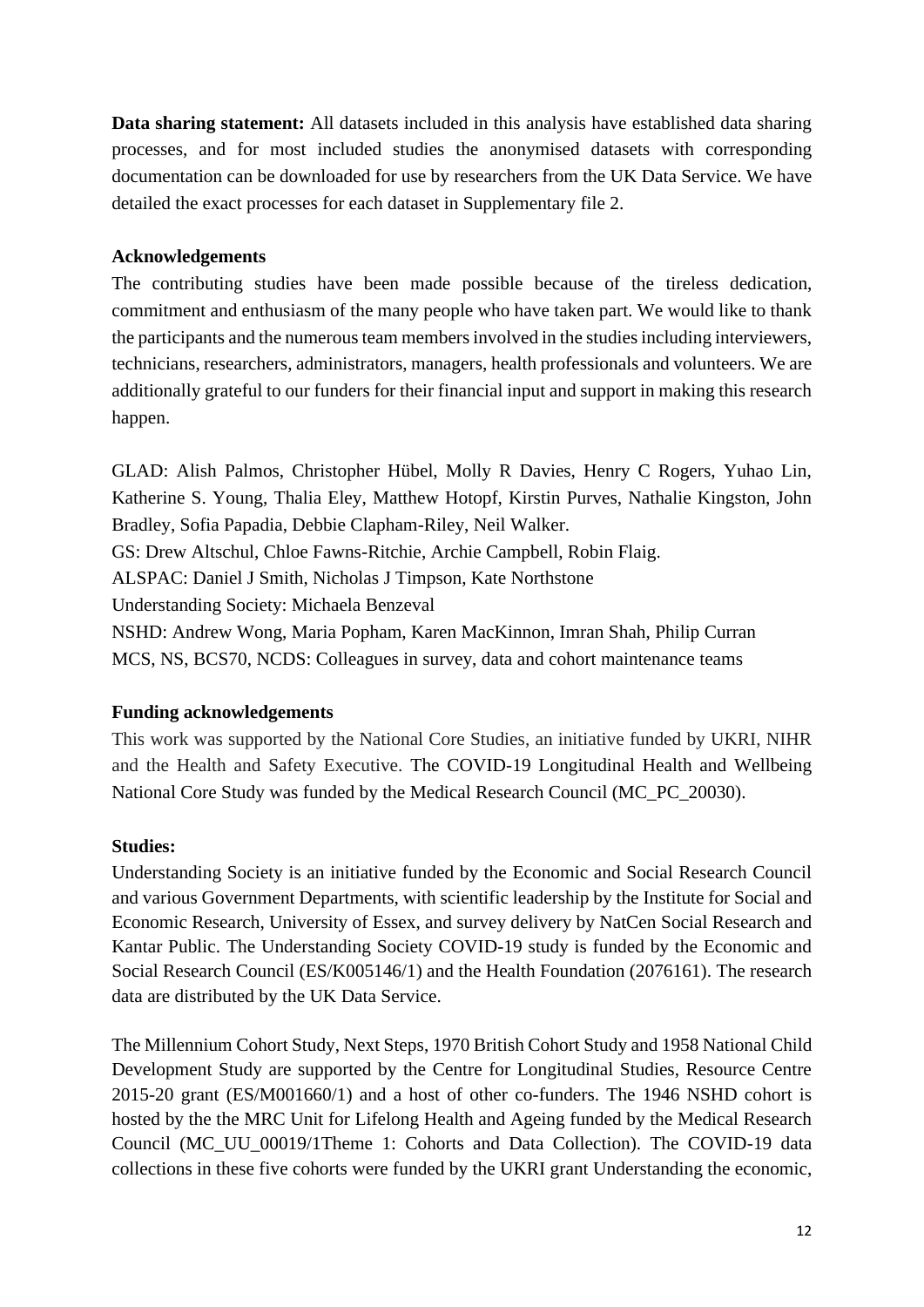**Data sharing statement:** All datasets included in this analysis have established data sharing processes, and for most included studies the anonymised datasets with corresponding documentation can be downloaded for use by researchers from the UK Data Service. We have detailed the exact processes for each dataset in Supplementary file 2.

**Acknowledgements**

The contributing studies have been made possible because of the tireless dedication, commitment and enthusiasm of the many people who have taken part. We would like to thank the participants and the numerous team members involved in the studies including interviewers, technicians, researchers, administrators, managers, health professionals and volunteers. We are additionally grateful to our funders for their financial input and support in making this research happen.

GLAD: Alish Palmos, Christopher Hübel, Molly R Davies, Henry C Rogers, Yuhao Lin, Katherine S. Young, Thalia Eley, Matthew Hotopf, Kirstin Purves, Nathalie Kingston, John Bradley, Sofia Papadia, Debbie Clapham-Riley, Neil Walker.
GS: Drew Altschul, Chloe Fawns-Ritchie, Archie Campbell, Robin Flaig.
ALSPAC: Daniel J Smith, Nicholas J Timpson, Kate Northstone
Understanding Society: Michaela Benzeval
NSHD: Andrew Wong, Maria Popham, Karen MacKinnon, Imran Shah, Philip Curran
MCS, NS, BCS70, NCDS: Colleagues in survey, data and cohort maintenance teams

**Funding acknowledgements**

This work was supported by the National Core Studies, an initiative funded by UKRI, NIHR and the Health and Safety Executive. The COVID-19 Longitudinal Health and Wellbeing National Core Study was funded by the Medical Research Council (MC_PC_20030).

**Studies:**

Understanding Society is an initiative funded by the Economic and Social Research Council and various Government Departments, with scientific leadership by the Institute for Social and Economic Research, University of Essex, and survey delivery by NatCen Social Research and Kantar Public. The Understanding Society COVID-19 study is funded by the Economic and Social Research Council (ES/K005146/1) and the Health Foundation (2076161). The research data are distributed by the UK Data Service.

The Millennium Cohort Study, Next Steps, 1970 British Cohort Study and 1958 National Child Development Study are supported by the Centre for Longitudinal Studies, Resource Centre 2015-20 grant (ES/M001660/1) and a host of other co-funders. The 1946 NSHD cohort is hosted by the the MRC Unit for Lifelong Health and Ageing funded by the Medical Research Council (MC_UU_00019/1Theme 1: Cohorts and Data Collection). The COVID-19 data collections in these five cohorts were funded by the UKRI grant Understanding the economic,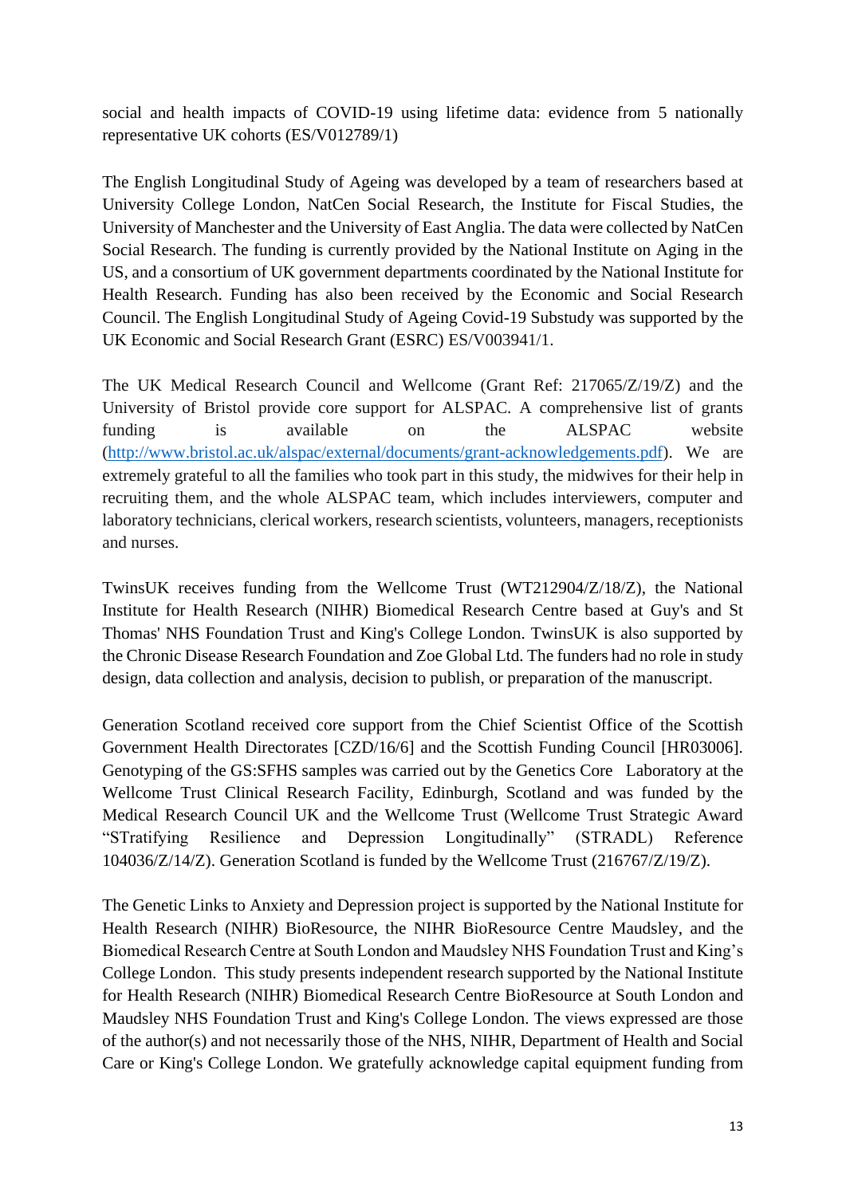social and health impacts of COVID-19 using lifetime data: evidence from 5 nationally representative UK cohorts (ES/V012789/1)

The English Longitudinal Study of Ageing was developed by a team of researchers based at University College London, NatCen Social Research, the Institute for Fiscal Studies, the University of Manchester and the University of East Anglia. The data were collected by NatCen Social Research. The funding is currently provided by the National Institute on Aging in the US, and a consortium of UK government departments coordinated by the National Institute for Health Research. Funding has also been received by the Economic and Social Research Council. The English Longitudinal Study of Ageing Covid-19 Substudy was supported by the UK Economic and Social Research Grant (ESRC) ES/V003941/1.

The UK Medical Research Council and Wellcome (Grant Ref: 217065/Z/19/Z) and the University of Bristol provide core support for ALSPAC. A comprehensive list of grants funding is available on the ALSPAC website (http://www.bristol.ac.uk/alspac/external/documents/grant-acknowledgements.pdf). We are extremely grateful to all the families who took part in this study, the midwives for their help in recruiting them, and the whole ALSPAC team, which includes interviewers, computer and laboratory technicians, clerical workers, research scientists, volunteers, managers, receptionists and nurses.

TwinsUK receives funding from the Wellcome Trust (WT212904/Z/18/Z), the National Institute for Health Research (NIHR) Biomedical Research Centre based at Guy's and St Thomas' NHS Foundation Trust and King's College London. TwinsUK is also supported by the Chronic Disease Research Foundation and Zoe Global Ltd. The funders had no role in study design, data collection and analysis, decision to publish, or preparation of the manuscript.

Generation Scotland received core support from the Chief Scientist Office of the Scottish Government Health Directorates [CZD/16/6] and the Scottish Funding Council [HR03006]. Genotyping of the GS:SFHS samples was carried out by the Genetics Core Laboratory at the Wellcome Trust Clinical Research Facility, Edinburgh, Scotland and was funded by the Medical Research Council UK and the Wellcome Trust (Wellcome Trust Strategic Award "STratifying Resilience and Depression Longitudinally" (STRADL) Reference 104036/Z/14/Z). Generation Scotland is funded by the Wellcome Trust (216767/Z/19/Z).

The Genetic Links to Anxiety and Depression project is supported by the National Institute for Health Research (NIHR) BioResource, the NIHR BioResource Centre Maudsley, and the Biomedical Research Centre at South London and Maudsley NHS Foundation Trust and King's College London. This study presents independent research supported by the National Institute for Health Research (NIHR) Biomedical Research Centre BioResource at South London and Maudsley NHS Foundation Trust and King's College London. The views expressed are those of the author(s) and not necessarily those of the NHS, NIHR, Department of Health and Social Care or King's College London. We gratefully acknowledge capital equipment funding from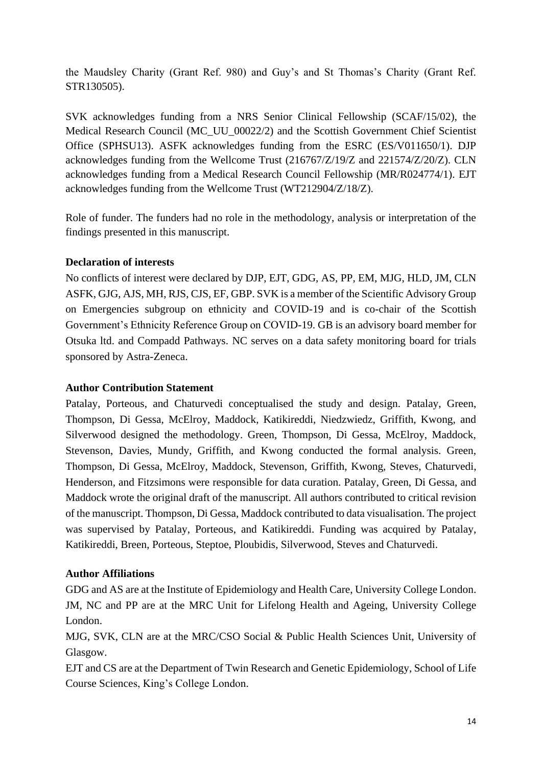the Maudsley Charity (Grant Ref. 980) and Guy's and St Thomas's Charity (Grant Ref. STR130505).

SVK acknowledges funding from a NRS Senior Clinical Fellowship (SCAF/15/02), the Medical Research Council (MC_UU_00022/2) and the Scottish Government Chief Scientist Office (SPHSU13). ASFK acknowledges funding from the ESRC (ES/V011650/1). DJP acknowledges funding from the Wellcome Trust (216767/Z/19/Z and 221574/Z/20/Z). CLN acknowledges funding from a Medical Research Council Fellowship (MR/R024774/1). EJT acknowledges funding from the Wellcome Trust (WT212904/Z/18/Z).

Role of funder. The funders had no role in the methodology, analysis or interpretation of the findings presented in this manuscript.

**Declaration of interests**

No conflicts of interest were declared by DJP, EJT, GDG, AS, PP, EM, MJG, HLD, JM, CLN ASFK, GJG, AJS, MH, RJS, CJS, EF, GBP. SVK is a member of the Scientific Advisory Group on Emergencies subgroup on ethnicity and COVID-19 and is co-chair of the Scottish Government's Ethnicity Reference Group on COVID-19. GB is an advisory board member for Otsuka ltd. and Compadd Pathways. NC serves on a data safety monitoring board for trials sponsored by Astra-Zeneca.

**Author Contribution Statement**

Patalay, Porteous, and Chaturvedi conceptualised the study and design. Patalay, Green, Thompson, Di Gessa, McElroy, Maddock, Katikireddi, Niedzwiedz, Griffith, Kwong, and Silverwood designed the methodology. Green, Thompson, Di Gessa, McElroy, Maddock, Stevenson, Davies, Mundy, Griffith, and Kwong conducted the formal analysis. Green, Thompson, Di Gessa, McElroy, Maddock, Stevenson, Griffith, Kwong, Steves, Chaturvedi, Henderson, and Fitzsimons were responsible for data curation. Patalay, Green, Di Gessa, and Maddock wrote the original draft of the manuscript. All authors contributed to critical revision of the manuscript. Thompson, Di Gessa, Maddock contributed to data visualisation. The project was supervised by Patalay, Porteous, and Katikireddi. Funding was acquired by Patalay, Katikireddi, Breen, Porteous, Steptoe, Ploubidis, Silverwood, Steves and Chaturvedi.

**Author Affiliations**

GDG and AS are at the Institute of Epidemiology and Health Care, University College London.
JM, NC and PP are at the MRC Unit for Lifelong Health and Ageing, University College London.
MJG, SVK, CLN are at the MRC/CSO Social & Public Health Sciences Unit, University of Glasgow.
EJT and CS are at the Department of Twin Research and Genetic Epidemiology, School of Life Course Sciences, King's College London.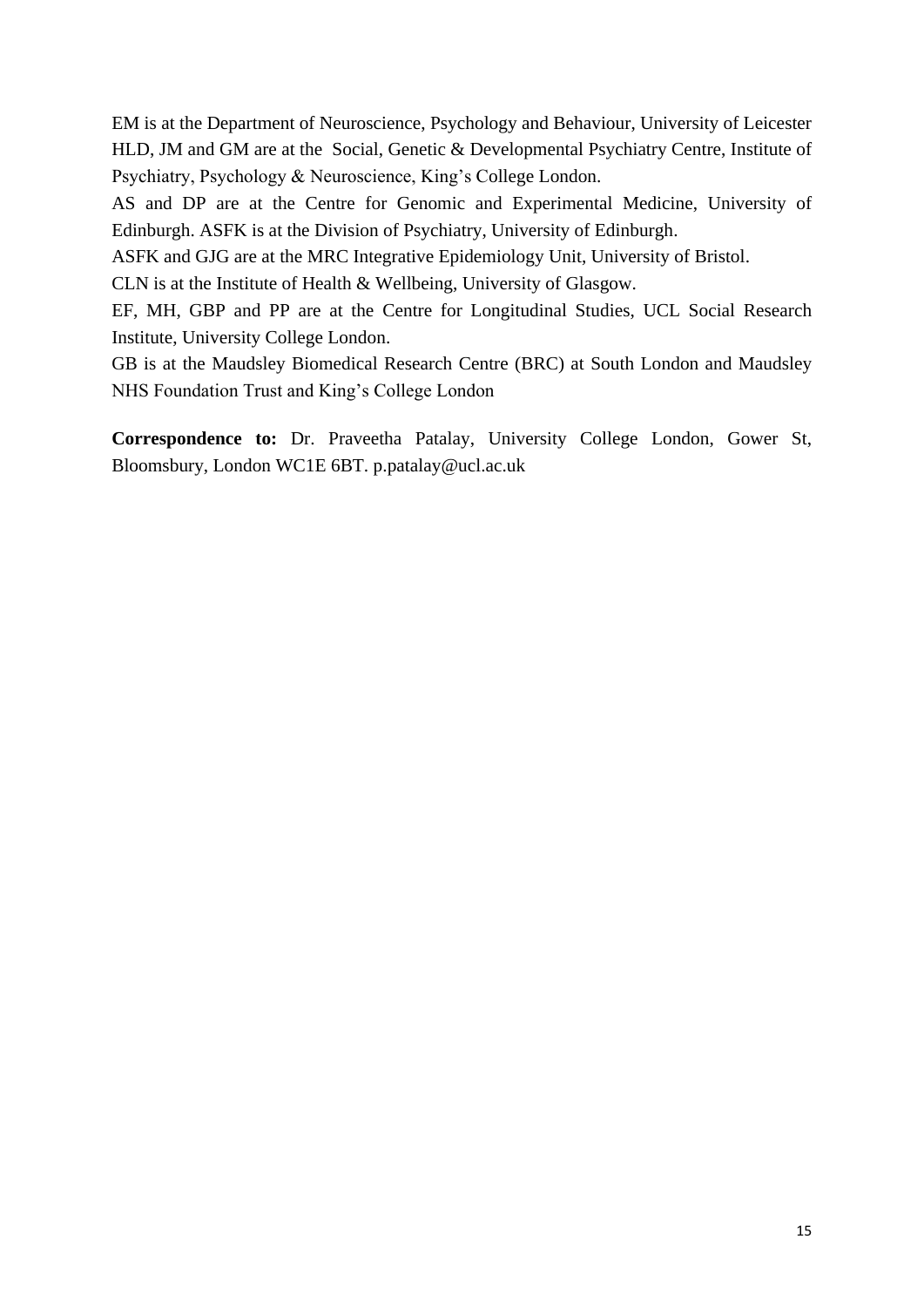EM is at the Department of Neuroscience, Psychology and Behaviour, University of Leicester
HLD, JM and GM are at the Social, Genetic & Developmental Psychiatry Centre, Institute of Psychiatry, Psychology & Neuroscience, King's College London.
AS and DP are at the Centre for Genomic and Experimental Medicine, University of Edinburgh. ASFK is at the Division of Psychiatry, University of Edinburgh.
ASFK and GJG are at the MRC Integrative Epidemiology Unit, University of Bristol.
CLN is at the Institute of Health & Wellbeing, University of Glasgow.
EF, MH, GBP and PP are at the Centre for Longitudinal Studies, UCL Social Research Institute, University College London.
GB is at the Maudsley Biomedical Research Centre (BRC) at South London and Maudsley NHS Foundation Trust and King's College London

**Correspondence to:** Dr. Praveetha Patalay, University College London, Gower St, Bloomsbury, London WC1E 6BT. p.patalay@ucl.ac.uk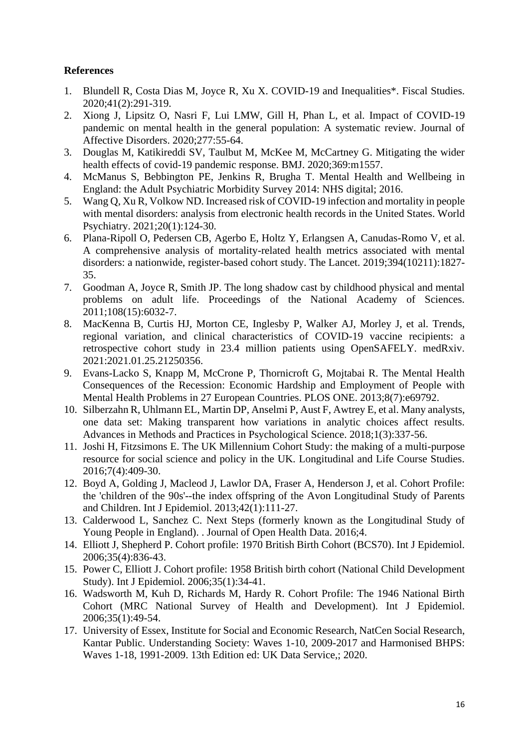**References**

1. Blundell R, Costa Dias M, Joyce R, Xu X. COVID-19 and Inequalities*. Fiscal Studies. 2020;41(2):291-319.
2. Xiong J, Lipsitz O, Nasri F, Lui LMW, Gill H, Phan L, et al. Impact of COVID-19 pandemic on mental health in the general population: A systematic review. Journal of Affective Disorders. 2020;277:55-64.
3. Douglas M, Katikireddi SV, Taulbut M, McKee M, McCartney G. Mitigating the wider health effects of covid-19 pandemic response. BMJ. 2020;369:m1557.
4. McManus S, Bebbington PE, Jenkins R, Brugha T. Mental Health and Wellbeing in England: the Adult Psychiatric Morbidity Survey 2014: NHS digital; 2016.
5. Wang Q, Xu R, Volkow ND. Increased risk of COVID-19 infection and mortality in people with mental disorders: analysis from electronic health records in the United States. World Psychiatry. 2021;20(1):124-30.
6. Plana-Ripoll O, Pedersen CB, Agerbo E, Holtz Y, Erlangsen A, Canudas-Romo V, et al. A comprehensive analysis of mortality-related health metrics associated with mental disorders: a nationwide, register-based cohort study. The Lancet. 2019;394(10211):1827-35.
7. Goodman A, Joyce R, Smith JP. The long shadow cast by childhood physical and mental problems on adult life. Proceedings of the National Academy of Sciences. 2011;108(15):6032-7.
8. MacKenna B, Curtis HJ, Morton CE, Inglesby P, Walker AJ, Morley J, et al. Trends, regional variation, and clinical characteristics of COVID-19 vaccine recipients: a retrospective cohort study in 23.4 million patients using OpenSAFELY. medRxiv. 2021:2021.01.25.21250356.
9. Evans-Lacko S, Knapp M, McCrone P, Thornicroft G, Mojtabai R. The Mental Health Consequences of the Recession: Economic Hardship and Employment of People with Mental Health Problems in 27 European Countries. PLOS ONE. 2013;8(7):e69792.
10. Silberzahn R, Uhlmann EL, Martin DP, Anselmi P, Aust F, Awtrey E, et al. Many analysts, one data set: Making transparent how variations in analytic choices affect results. Advances in Methods and Practices in Psychological Science. 2018;1(3):337-56.
11. Joshi H, Fitzsimons E. The UK Millennium Cohort Study: the making of a multi-purpose resource for social science and policy in the UK. Longitudinal and Life Course Studies. 2016;7(4):409-30.
12. Boyd A, Golding J, Macleod J, Lawlor DA, Fraser A, Henderson J, et al. Cohort Profile: the 'children of the 90s'--the index offspring of the Avon Longitudinal Study of Parents and Children. Int J Epidemiol. 2013;42(1):111-27.
13. Calderwood L, Sanchez C. Next Steps (formerly known as the Longitudinal Study of Young People in England). . Journal of Open Health Data. 2016;4.
14. Elliott J, Shepherd P. Cohort profile: 1970 British Birth Cohort (BCS70). Int J Epidemiol. 2006;35(4):836-43.
15. Power C, Elliott J. Cohort profile: 1958 British birth cohort (National Child Development Study). Int J Epidemiol. 2006;35(1):34-41.
16. Wadsworth M, Kuh D, Richards M, Hardy R. Cohort Profile: The 1946 National Birth Cohort (MRC National Survey of Health and Development). Int J Epidemiol. 2006;35(1):49-54.
17. University of Essex, Institute for Social and Economic Research, NatCen Social Research, Kantar Public. Understanding Society: Waves 1-10, 2009-2017 and Harmonised BHPS: Waves 1-18, 1991-2009. 13th Edition ed: UK Data Service,; 2020.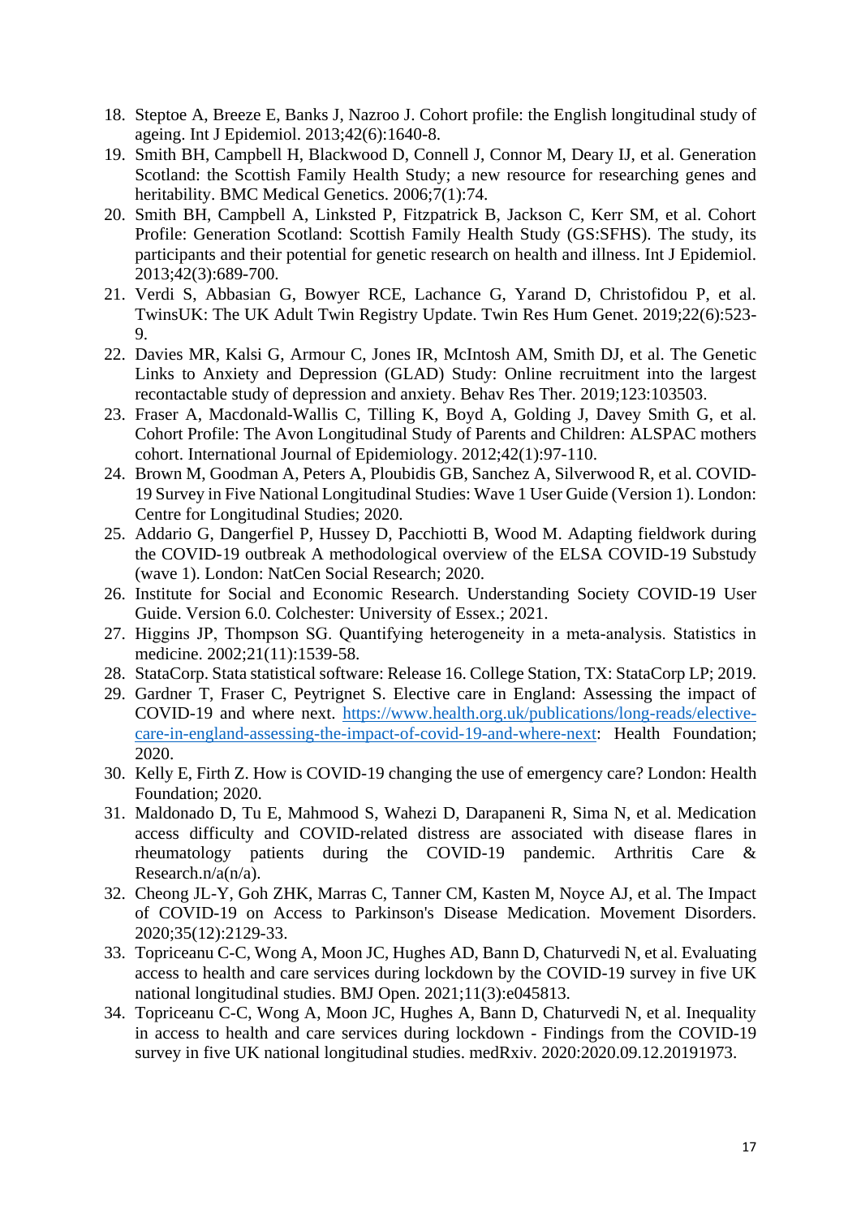18. Steptoe A, Breeze E, Banks J, Nazroo J. Cohort profile: the English longitudinal study of ageing. Int J Epidemiol. 2013;42(6):1640-8.
19. Smith BH, Campbell H, Blackwood D, Connell J, Connor M, Deary IJ, et al. Generation Scotland: the Scottish Family Health Study; a new resource for researching genes and heritability. BMC Medical Genetics. 2006;7(1):74.
20. Smith BH, Campbell A, Linksted P, Fitzpatrick B, Jackson C, Kerr SM, et al. Cohort Profile: Generation Scotland: Scottish Family Health Study (GS:SFHS). The study, its participants and their potential for genetic research on health and illness. Int J Epidemiol. 2013;42(3):689-700.
21. Verdi S, Abbasian G, Bowyer RCE, Lachance G, Yarand D, Christofidou P, et al. TwinsUK: The UK Adult Twin Registry Update. Twin Res Hum Genet. 2019;22(6):523-9.
22. Davies MR, Kalsi G, Armour C, Jones IR, McIntosh AM, Smith DJ, et al. The Genetic Links to Anxiety and Depression (GLAD) Study: Online recruitment into the largest recontactable study of depression and anxiety. Behav Res Ther. 2019;123:103503.
23. Fraser A, Macdonald-Wallis C, Tilling K, Boyd A, Golding J, Davey Smith G, et al. Cohort Profile: The Avon Longitudinal Study of Parents and Children: ALSPAC mothers cohort. International Journal of Epidemiology. 2012;42(1):97-110.
24. Brown M, Goodman A, Peters A, Ploubidis GB, Sanchez A, Silverwood R, et al. COVID-19 Survey in Five National Longitudinal Studies: Wave 1 User Guide (Version 1). London: Centre for Longitudinal Studies; 2020.
25. Addario G, Dangerfiel P, Hussey D, Pacchiotti B, Wood M. Adapting fieldwork during the COVID-19 outbreak A methodological overview of the ELSA COVID-19 Substudy (wave 1). London: NatCen Social Research; 2020.
26. Institute for Social and Economic Research. Understanding Society COVID-19 User Guide. Version 6.0. Colchester: University of Essex.; 2021.
27. Higgins JP, Thompson SG. Quantifying heterogeneity in a meta-analysis. Statistics in medicine. 2002;21(11):1539-58.
28. StataCorp. Stata statistical software: Release 16. College Station, TX: StataCorp LP; 2019.
29. Gardner T, Fraser C, Peytrignet S. Elective care in England: Assessing the impact of COVID-19 and where next. https://www.health.org.uk/publications/long-reads/elective-care-in-england-assessing-the-impact-of-covid-19-and-where-next: Health Foundation; 2020.
30. Kelly E, Firth Z. How is COVID-19 changing the use of emergency care? London: Health Foundation; 2020.
31. Maldonado D, Tu E, Mahmood S, Wahezi D, Darapaneni R, Sima N, et al. Medication access difficulty and COVID-related distress are associated with disease flares in rheumatology patients during the COVID-19 pandemic. Arthritis Care & Research.n/a(n/a).
32. Cheong JL-Y, Goh ZHK, Marras C, Tanner CM, Kasten M, Noyce AJ, et al. The Impact of COVID-19 on Access to Parkinson's Disease Medication. Movement Disorders. 2020;35(12):2129-33.
33. Topriceanu C-C, Wong A, Moon JC, Hughes AD, Bann D, Chaturvedi N, et al. Evaluating access to health and care services during lockdown by the COVID-19 survey in five UK national longitudinal studies. BMJ Open. 2021;11(3):e045813.
34. Topriceanu C-C, Wong A, Moon JC, Hughes A, Bann D, Chaturvedi N, et al. Inequality in access to health and care services during lockdown - Findings from the COVID-19 survey in five UK national longitudinal studies. medRxiv. 2020:2020.09.12.20191973.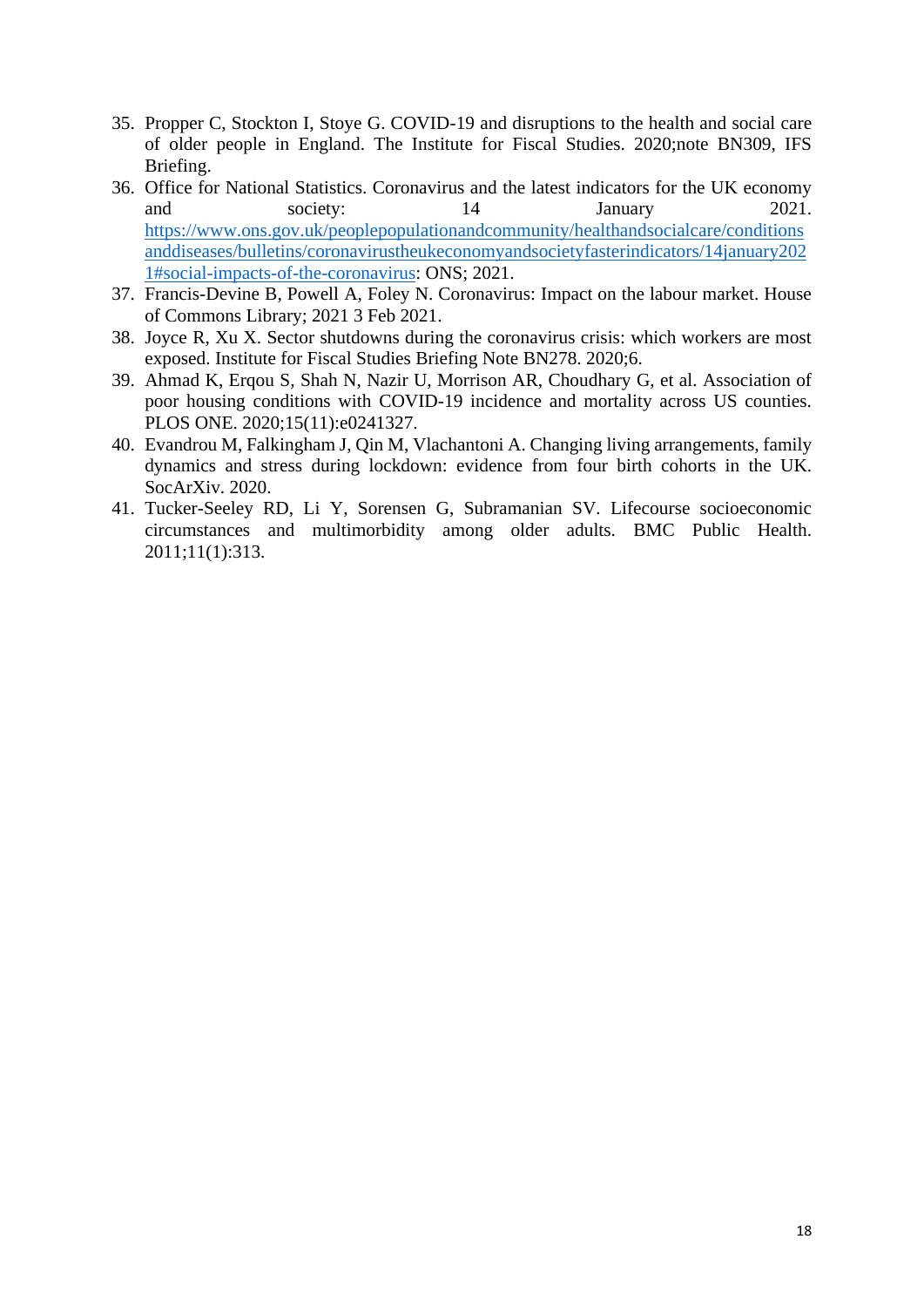35. Propper C, Stockton I, Stoye G. COVID-19 and disruptions to the health and social care of older people in England. The Institute for Fiscal Studies. 2020;note BN309, IFS Briefing.
36. Office for National Statistics. Coronavirus and the latest indicators for the UK economy and society: 14 January 2021. https://www.ons.gov.uk/peoplepopulationandcommunity/healthandsocialcare/conditionsanddiseases/bulletins/coronavirustheukeconomyandsocietyfasterindicators/14january2021#social-impacts-of-the-coronavirus: ONS; 2021.
37. Francis-Devine B, Powell A, Foley N. Coronavirus: Impact on the labour market. House of Commons Library; 2021 3 Feb 2021.
38. Joyce R, Xu X. Sector shutdowns during the coronavirus crisis: which workers are most exposed. Institute for Fiscal Studies Briefing Note BN278. 2020;6.
39. Ahmad K, Erqou S, Shah N, Nazir U, Morrison AR, Choudhary G, et al. Association of poor housing conditions with COVID-19 incidence and mortality across US counties. PLOS ONE. 2020;15(11):e0241327.
40. Evandrou M, Falkingham J, Qin M, Vlachantoni A. Changing living arrangements, family dynamics and stress during lockdown: evidence from four birth cohorts in the UK. SocArXiv. 2020.
41. Tucker-Seeley RD, Li Y, Sorensen G, Subramanian SV. Lifecourse socioeconomic circumstances and multimorbidity among older adults. BMC Public Health. 2011;11(1):313.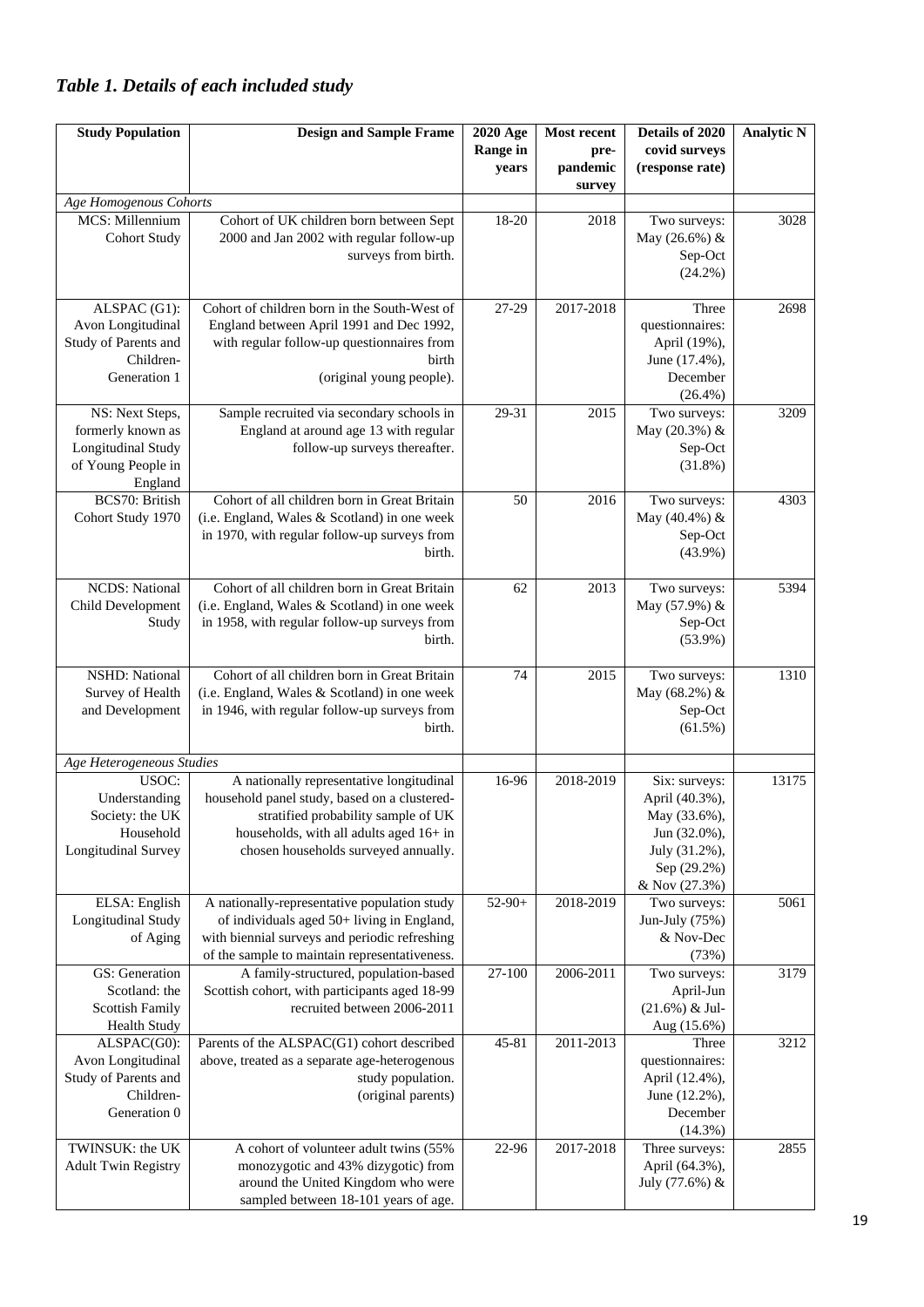## *Table 1. Details of each included study*

| Study Population | Design and Sample Frame | 2020 Age Range in years | Most recent pre-pandemic survey | Details of 2020 covid surveys (response rate) | Analytic N |
|---|---|---|---|---|---|
| *Age Homogenous Cohorts* | | | | | |
| MCS: Millennium Cohort Study | Cohort of UK children born between Sept 2000 and Jan 2002 with regular follow-up surveys from birth. | 18-20 | 2018 | Two surveys: May (26.6%) & Sep-Oct (24.2%) | 3028 |
| ALSPAC (G1): Avon Longitudinal Study of Parents and Children- Generation 1 | Cohort of children born in the South-West of England between April 1991 and Dec 1992, with regular follow-up questionnaires from birth (original young people). | 27-29 | 2017-2018 | Three questionnaires: April (19%), June (17.4%), December (26.4%) | 2698 |
| NS: Next Steps, formerly known as Longitudinal Study of Young People in England | Sample recruited via secondary schools in England at around age 13 with regular follow-up surveys thereafter. | 29-31 | 2015 | Two surveys: May (20.3%) & Sep-Oct (31.8%) | 3209 |
| BCS70: British Cohort Study 1970 | Cohort of all children born in Great Britain (i.e. England, Wales & Scotland) in one week in 1970, with regular follow-up surveys from birth. | 50 | 2016 | Two surveys: May (40.4%) & Sep-Oct (43.9%) | 4303 |
| NCDS: National Child Development Study | Cohort of all children born in Great Britain (i.e. England, Wales & Scotland) in one week in 1958, with regular follow-up surveys from birth. | 62 | 2013 | Two surveys: May (57.9%) & Sep-Oct (53.9%) | 5394 |
| NSHD: National Survey of Health and Development | Cohort of all children born in Great Britain (i.e. England, Wales & Scotland) in one week in 1946, with regular follow-up surveys from birth. | 74 | 2015 | Two surveys: May (68.2%) & Sep-Oct (61.5%) | 1310 |
| *Age Heterogeneous Studies* | | | | | |
| USOC: Understanding Society: the UK Household Longitudinal Survey | A nationally representative longitudinal household panel study, based on a clustered-stratified probability sample of UK households, with all adults aged 16+ in chosen households surveyed annually. | 16-96 | 2018-2019 | Six: surveys: April (40.3%), May (33.6%), Jun (32.0%), July (31.2%), Sep (29.2%) & Nov (27.3%) | 13175 |
| ELSA: English Longitudinal Study of Aging | A nationally-representative population study of individuals aged 50+ living in England, with biennial surveys and periodic refreshing of the sample to maintain representativeness. | 52-90+ | 2018-2019 | Two surveys: Jun-July (75%) & Nov-Dec (73%) | 5061 |
| GS: Generation Scotland: the Scottish Family Health Study | A family-structured, population-based Scottish cohort, with participants aged 18-99 recruited between 2006-2011 | 27-100 | 2006-2011 | Two surveys: April-Jun (21.6%) & Jul-Aug (15.6%) | 3179 |
| ALSPAC(G0): Avon Longitudinal Study of Parents and Children- Generation 0 | Parents of the ALSPAC(G1) cohort described above, treated as a separate age-heterogenous study population. (original parents) | 45-81 | 2011-2013 | Three questionnaires: April (12.4%), June (12.2%), December (14.3%) | 3212 |
| TWINSUK: the UK Adult Twin Registry | A cohort of volunteer adult twins (55% monozygotic and 43% dizygotic) from around the United Kingdom who were sampled between 18-101 years of age. | 22-96 | 2017-2018 | Three surveys: April (64.3%), July (77.6%) & | 2855 |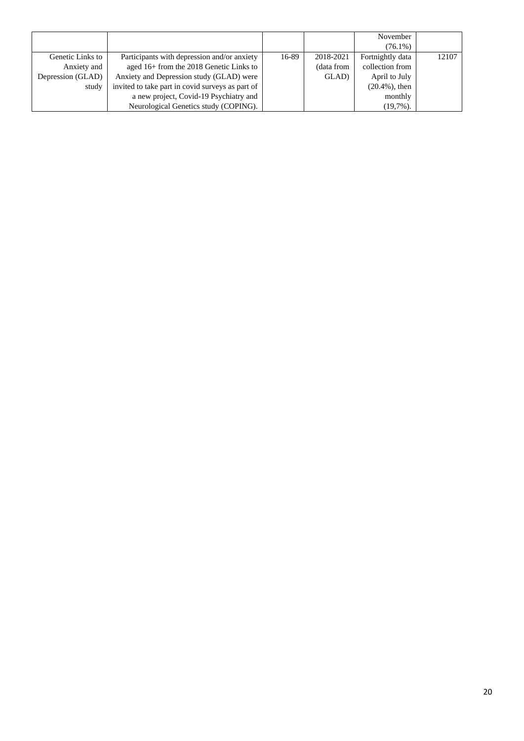| | | | | | |
|---|---|---|---|---|---|
| | | | | November (76.1%) | |
| Genetic Links to Anxiety and Depression (GLAD) study | Participants with depression and/or anxiety aged 16+ from the 2018 Genetic Links to Anxiety and Depression study (GLAD) were invited to take part in covid surveys as part of a new project, Covid-19 Psychiatry and Neurological Genetics study (COPING). | 16-89 | 2018-2021 (data from GLAD) | Fortnightly data collection from April to July (20.4%), then monthly (19,7%). | 12107 |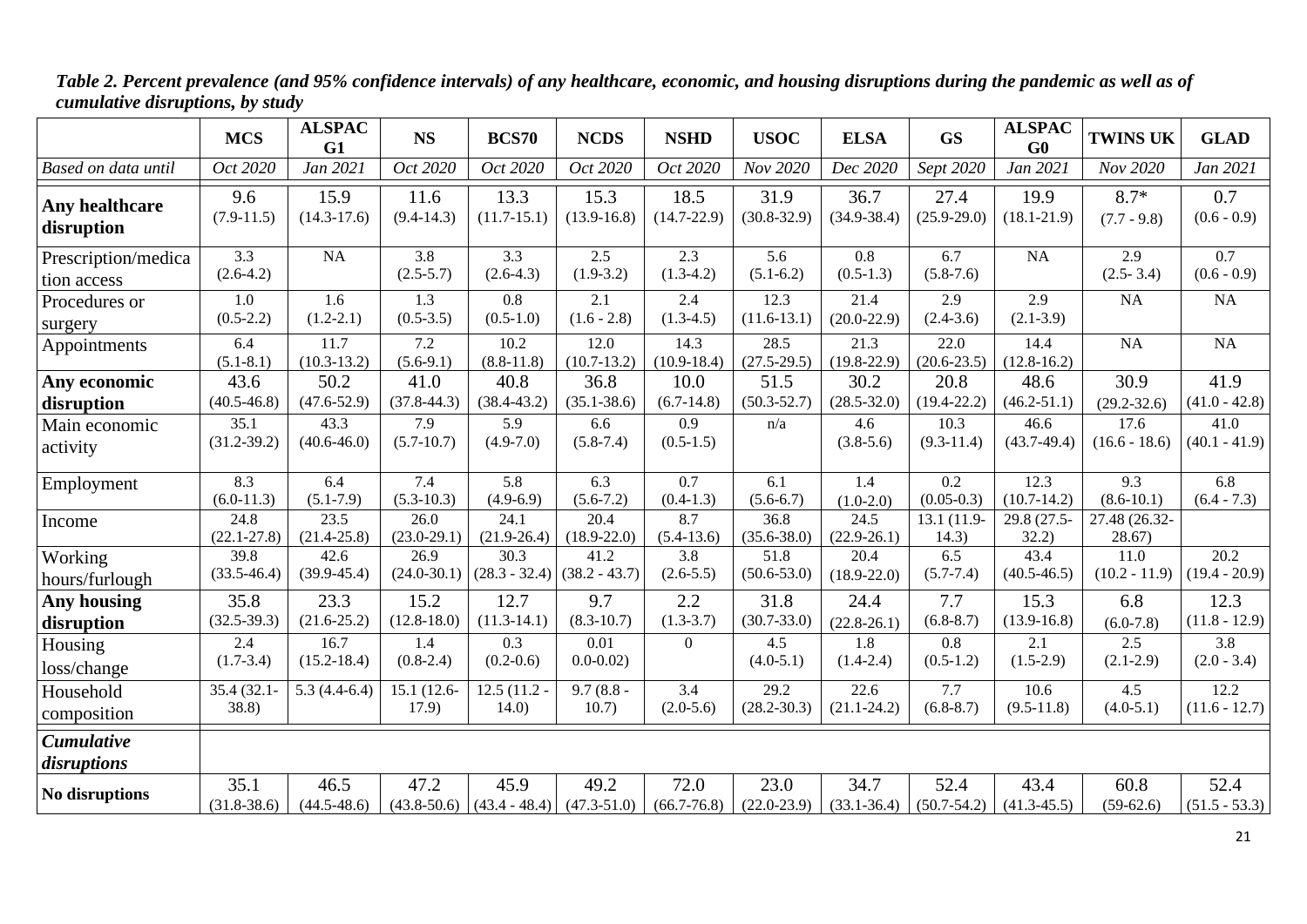*Table 2. Percent prevalence (and 95% confidence intervals) of any healthcare, economic, and housing disruptions during the pandemic as well as of cumulative disruptions, by study*

| | MCS | ALSPAC G1 | NS | BCS70 | NCDS | NSHD | USOC | ELSA | GS | ALSPAC G0 | TWINS UK | GLAD |
|---|---|---|---|---|---|---|---|---|---|---|---|---|
| *Based on data until* | *Oct 2020* | *Jan 2021* | *Oct 2020* | *Oct 2020* | *Oct 2020* | *Oct 2020* | *Nov 2020* | *Dec 2020* | *Sept 2020* | *Jan 2021* | *Nov 2020* | *Jan 2021* |
| **Any healthcare disruption** | 9.6 (7.9-11.5) | 15.9 (14.3-17.6) | 11.6 (9.4-14.3) | 13.3 (11.7-15.1) | 15.3 (13.9-16.8) | 18.5 (14.7-22.9) | 31.9 (30.8-32.9) | 36.7 (34.9-38.4) | 27.4 (25.9-29.0) | 19.9 (18.1-21.9) | 8.7* (7.7 - 9.8) | 0.7 (0.6 - 0.9) |
| Prescription/medication access | 3.3 (2.6-4.2) | NA | 3.8 (2.5-5.7) | 3.3 (2.6-4.3) | 2.5 (1.9-3.2) | 2.3 (1.3-4.2) | 5.6 (5.1-6.2) | 0.8 (0.5-1.3) | 6.7 (5.8-7.6) | NA | 2.9 (2.5- 3.4) | 0.7 (0.6 - 0.9) |
| Procedures or surgery | 1.0 (0.5-2.2) | 1.6 (1.2-2.1) | 1.3 (0.5-3.5) | 0.8 (0.5-1.0) | 2.1 (1.6 - 2.8) | 2.4 (1.3-4.5) | 12.3 (11.6-13.1) | 21.4 (20.0-22.9) | 2.9 (2.4-3.6) | 2.9 (2.1-3.9) | NA | NA |
| Appointments | 6.4 (5.1-8.1) | 11.7 (10.3-13.2) | 7.2 (5.6-9.1) | 10.2 (8.8-11.8) | 12.0 (10.7-13.2) | 14.3 (10.9-18.4) | 28.5 (27.5-29.5) | 21.3 (19.8-22.9) | 22.0 (20.6-23.5) | 14.4 (12.8-16.2) | NA | NA |
| **Any economic disruption** | 43.6 (40.5-46.8) | 50.2 (47.6-52.9) | 41.0 (37.8-44.3) | 40.8 (38.4-43.2) | 36.8 (35.1-38.6) | 10.0 (6.7-14.8) | 51.5 (50.3-52.7) | 30.2 (28.5-32.0) | 20.8 (19.4-22.2) | 48.6 (46.2-51.1) | 30.9 (29.2-32.6) | 41.9 (41.0 - 42.8) |
| Main economic activity | 35.1 (31.2-39.2) | 43.3 (40.6-46.0) | 7.9 (5.7-10.7) | 5.9 (4.9-7.0) | 6.6 (5.8-7.4) | 0.9 (0.5-1.5) | n/a | 4.6 (3.8-5.6) | 10.3 (9.3-11.4) | 46.6 (43.7-49.4) | 17.6 (16.6 - 18.6) | 41.0 (40.1 - 41.9) |
| Employment | 8.3 (6.0-11.3) | 6.4 (5.1-7.9) | 7.4 (5.3-10.3) | 5.8 (4.9-6.9) | 6.3 (5.6-7.2) | 0.7 (0.4-1.3) | 6.1 (5.6-6.7) | 1.4 (1.0-2.0) | 0.2 (0.05-0.3) | 12.3 (10.7-14.2) | 9.3 (8.6-10.1) | 6.8 (6.4 - 7.3) |
| Income | 24.8 (22.1-27.8) | 23.5 (21.4-25.8) | 26.0 (23.0-29.1) | 24.1 (21.9-26.4) | 20.4 (18.9-22.0) | 8.7 (5.4-13.6) | 36.8 (35.6-38.0) | 24.5 (22.9-26.1) | 13.1 (11.9-14.3) | 29.8 (27.5-32.2) | 27.48 (26.32-28.67) | |
| Working hours/furlough | 39.8 (33.5-46.4) | 42.6 (39.9-45.4) | 26.9 (24.0-30.1) | 30.3 (28.3 - 32.4) | 41.2 (38.2 - 43.7) | 3.8 (2.6-5.5) | 51.8 (50.6-53.0) | 20.4 (18.9-22.0) | 6.5 (5.7-7.4) | 43.4 (40.5-46.5) | 11.0 (10.2 - 11.9) | 20.2 (19.4 - 20.9) |
| **Any housing disruption** | 35.8 (32.5-39.3) | 23.3 (21.6-25.2) | 15.2 (12.8-18.0) | 12.7 (11.3-14.1) | 9.7 (8.3-10.7) | 2.2 (1.3-3.7) | 31.8 (30.7-33.0) | 24.4 (22.8-26.1) | 7.7 (6.8-8.7) | 15.3 (13.9-16.8) | 6.8 (6.0-7.8) | 12.3 (11.8 - 12.9) |
| Housing loss/change | 2.4 (1.7-3.4) | 16.7 (15.2-18.4) | 1.4 (0.8-2.4) | 0.3 (0.2-0.6) | 0.01 (0.0-0.02) | 0 | 4.5 (4.0-5.1) | 1.8 (1.4-2.4) | 0.8 (0.5-1.2) | 2.1 (1.5-2.9) | 2.5 (2.1-2.9) | 3.8 (2.0 - 3.4) |
| Household composition | 35.4 (32.1-38.8) | 5.3 (4.4-6.4) | 15.1 (12.6-17.9) | 12.5 (11.2 - 14.0) | 9.7 (8.8 - 10.7) | 3.4 (2.0-5.6) | 29.2 (28.2-30.3) | 22.6 (21.1-24.2) | 7.7 (6.8-8.7) | 10.6 (9.5-11.8) | 4.5 (4.0-5.1) | 12.2 (11.6 - 12.7) |
| ***Cumulative disruptions*** | | | | | | | | | | | | |
| **No disruptions** | 35.1 (31.8-38.6) | 46.5 (44.5-48.6) | 47.2 (43.8-50.6) | 45.9 (43.4 - 48.4) | 49.2 (47.3-51.0) | 72.0 (66.7-76.8) | 23.0 (22.0-23.9) | 34.7 (33.1-36.4) | 52.4 (50.7-54.2) | 43.4 (41.3-45.5) | 60.8 (59-62.6) | 52.4 (51.5 - 53.3) |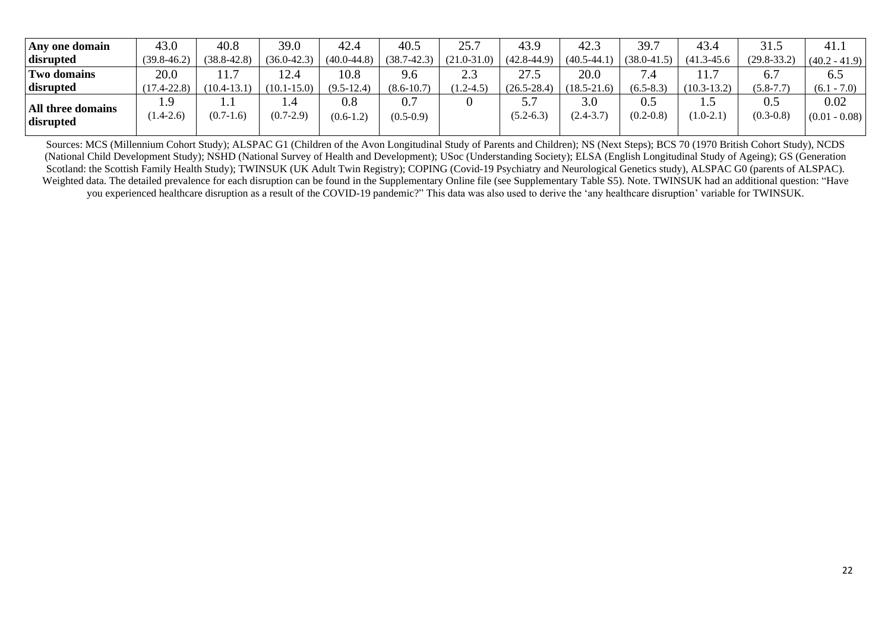| | | | | | | | | | | | | |
|---|---|---|---|---|---|---|---|---|---|---|---|---|
| **Any one domain disrupted** | 43.0 (39.8-46.2) | 40.8 (38.8-42.8) | 39.0 (36.0-42.3) | 42.4 (40.0-44.8) | 40.5 (38.7-42.3) | 25.7 (21.0-31.0) | 43.9 (42.8-44.9) | 42.3 (40.5-44.1) | 39.7 (38.0-41.5) | 43.4 (41.3-45.6 | 31.5 (29.8-33.2) | 41.1 (40.2 - 41.9) |
| **Two domains disrupted** | 20.0 (17.4-22.8) | 11.7 (10.4-13.1) | 12.4 (10.1-15.0) | 10.8 (9.5-12.4) | 9.6 (8.6-10.7) | 2.3 (1.2-4.5) | 27.5 (26.5-28.4) | 20.0 (18.5-21.6) | 7.4 (6.5-8.3) | 11.7 (10.3-13.2) | 6.7 (5.8-7.7) | 6.5 (6.1 - 7.0) |
| **All three domains disrupted** | 1.9 (1.4-2.6) | 1.1 (0.7-1.6) | 1.4 (0.7-2.9) | 0.8 (0.6-1.2) | 0.7 (0.5-0.9) | 0 | 5.7 (5.2-6.3) | 3.0 (2.4-3.7) | 0.5 (0.2-0.8) | 1.5 (1.0-2.1) | 0.5 (0.3-0.8) | 0.02 (0.01 - 0.08) |

Sources: MCS (Millennium Cohort Study); ALSPAC G1 (Children of the Avon Longitudinal Study of Parents and Children); NS (Next Steps); BCS 70 (1970 British Cohort Study), NCDS (National Child Development Study); NSHD (National Survey of Health and Development); USoc (Understanding Society); ELSA (English Longitudinal Study of Ageing); GS (Generation Scotland: the Scottish Family Health Study); TWINSUK (UK Adult Twin Registry); COPING (Covid-19 Psychiatry and Neurological Genetics study), ALSPAC G0 (parents of ALSPAC). Weighted data. The detailed prevalence for each disruption can be found in the Supplementary Online file (see Supplementary Table S5). Note. TWINSUK had an additional question: "Have you experienced healthcare disruption as a result of the COVID-19 pandemic?" This data was also used to derive the 'any healthcare disruption' variable for TWINSUK.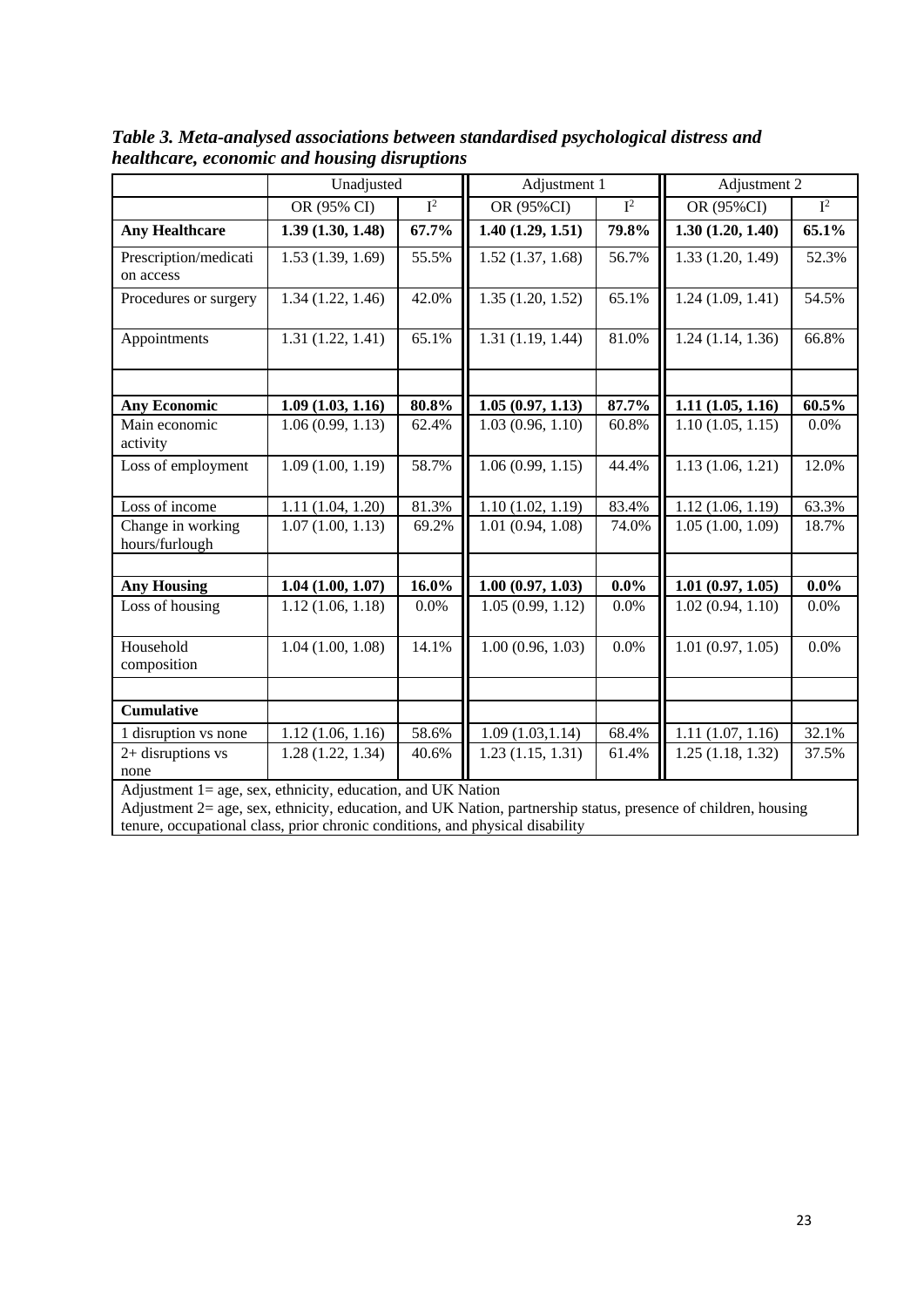***Table 3. Meta-analysed associations between standardised psychological distress and healthcare, economic and housing disruptions***

| | Unadjusted | | Adjustment 1 | | Adjustment 2 | |
|---|---|---|---|---|---|---|
| | OR (95% CI) | $I^2$ | OR (95%CI) | $I^2$ | OR (95%CI) | $I^2$ |
| **Any Healthcare** | **1.39 (1.30, 1.48)** | **67.7%** | **1.40 (1.29, 1.51)** | **79.8%** | **1.30 (1.20, 1.40)** | **65.1%** |
| Prescription/medication access | 1.53 (1.39, 1.69) | 55.5% | 1.52 (1.37, 1.68) | 56.7% | 1.33 (1.20, 1.49) | 52.3% |
| Procedures or surgery | 1.34 (1.22, 1.46) | 42.0% | 1.35 (1.20, 1.52) | 65.1% | 1.24 (1.09, 1.41) | 54.5% |
| Appointments | 1.31 (1.22, 1.41) | 65.1% | 1.31 (1.19, 1.44) | 81.0% | 1.24 (1.14, 1.36) | 66.8% |
| | | | | | | |
| **Any Economic** | **1.09 (1.03, 1.16)** | **80.8%** | **1.05 (0.97, 1.13)** | **87.7%** | **1.11 (1.05, 1.16)** | **60.5%** |
| Main economic activity | 1.06 (0.99, 1.13) | 62.4% | 1.03 (0.96, 1.10) | 60.8% | 1.10 (1.05, 1.15) | 0.0% |
| Loss of employment | 1.09 (1.00, 1.19) | 58.7% | 1.06 (0.99, 1.15) | 44.4% | 1.13 (1.06, 1.21) | 12.0% |
| Loss of income | 1.11 (1.04, 1.20) | 81.3% | 1.10 (1.02, 1.19) | 83.4% | 1.12 (1.06, 1.19) | 63.3% |
| Change in working hours/furlough | 1.07 (1.00, 1.13) | 69.2% | 1.01 (0.94, 1.08) | 74.0% | 1.05 (1.00, 1.09) | 18.7% |
| | | | | | | |
| **Any Housing** | **1.04 (1.00, 1.07)** | **16.0%** | **1.00 (0.97, 1.03)** | **0.0%** | **1.01 (0.97, 1.05)** | **0.0%** |
| Loss of housing | 1.12 (1.06, 1.18) | 0.0% | 1.05 (0.99, 1.12) | 0.0% | 1.02 (0.94, 1.10) | 0.0% |
| Household composition | 1.04 (1.00, 1.08) | 14.1% | 1.00 (0.96, 1.03) | 0.0% | 1.01 (0.97, 1.05) | 0.0% |
| | | | | | | |
| **Cumulative** | | | | | | |
| 1 disruption vs none | 1.12 (1.06, 1.16) | 58.6% | 1.09 (1.03,1.14) | 68.4% | 1.11 (1.07, 1.16) | 32.1% |
| 2+ disruptions vs none | 1.28 (1.22, 1.34) | 40.6% | 1.23 (1.15, 1.31) | 61.4% | 1.25 (1.18, 1.32) | 37.5% |

Adjustment 1= age, sex, ethnicity, education, and UK Nation
Adjustment 2= age, sex, ethnicity, education, and UK Nation, partnership status, presence of children, housing tenure, occupational class, prior chronic conditions, and physical disability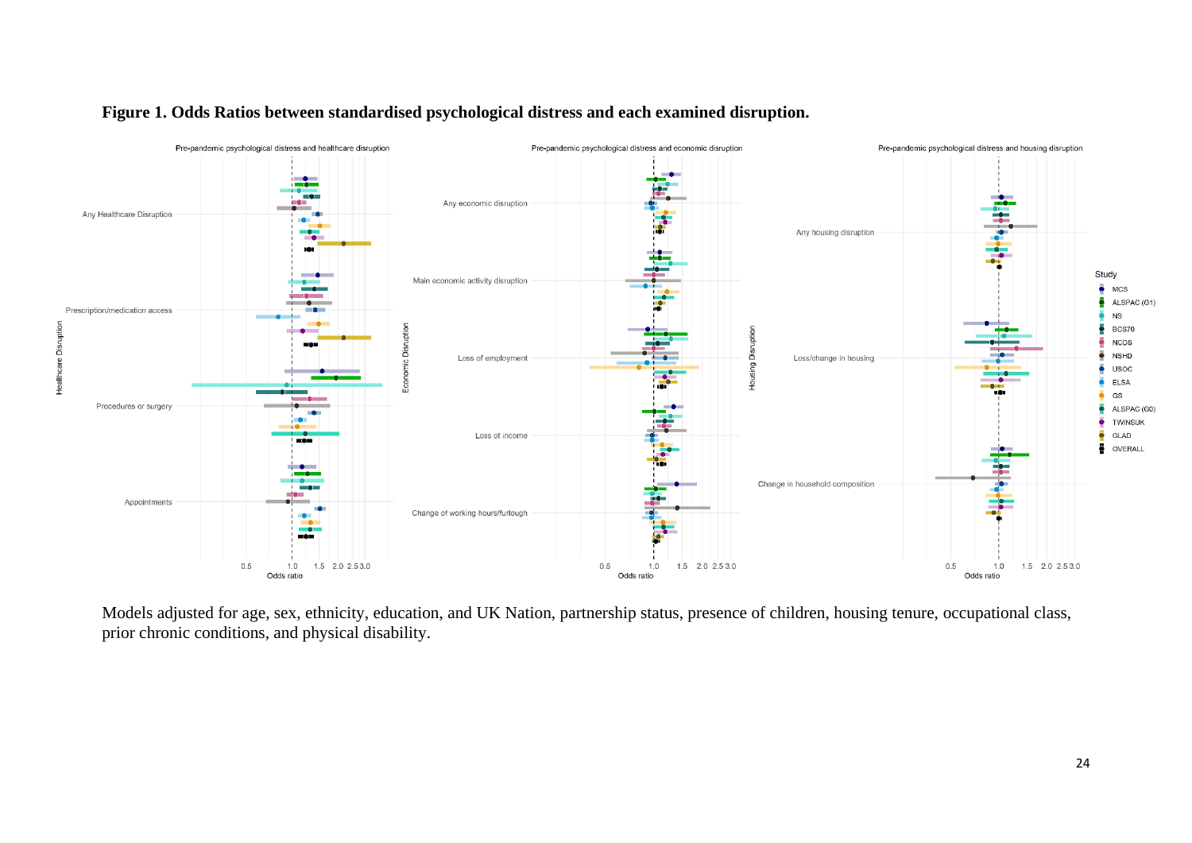**Figure 1. Odds Ratios between standardised psychological distress and each examined disruption.**

Models adjusted for age, sex, ethnicity, education, and UK Nation, partnership status, presence of children, housing tenure, occupational class, prior chronic conditions, and physical disability.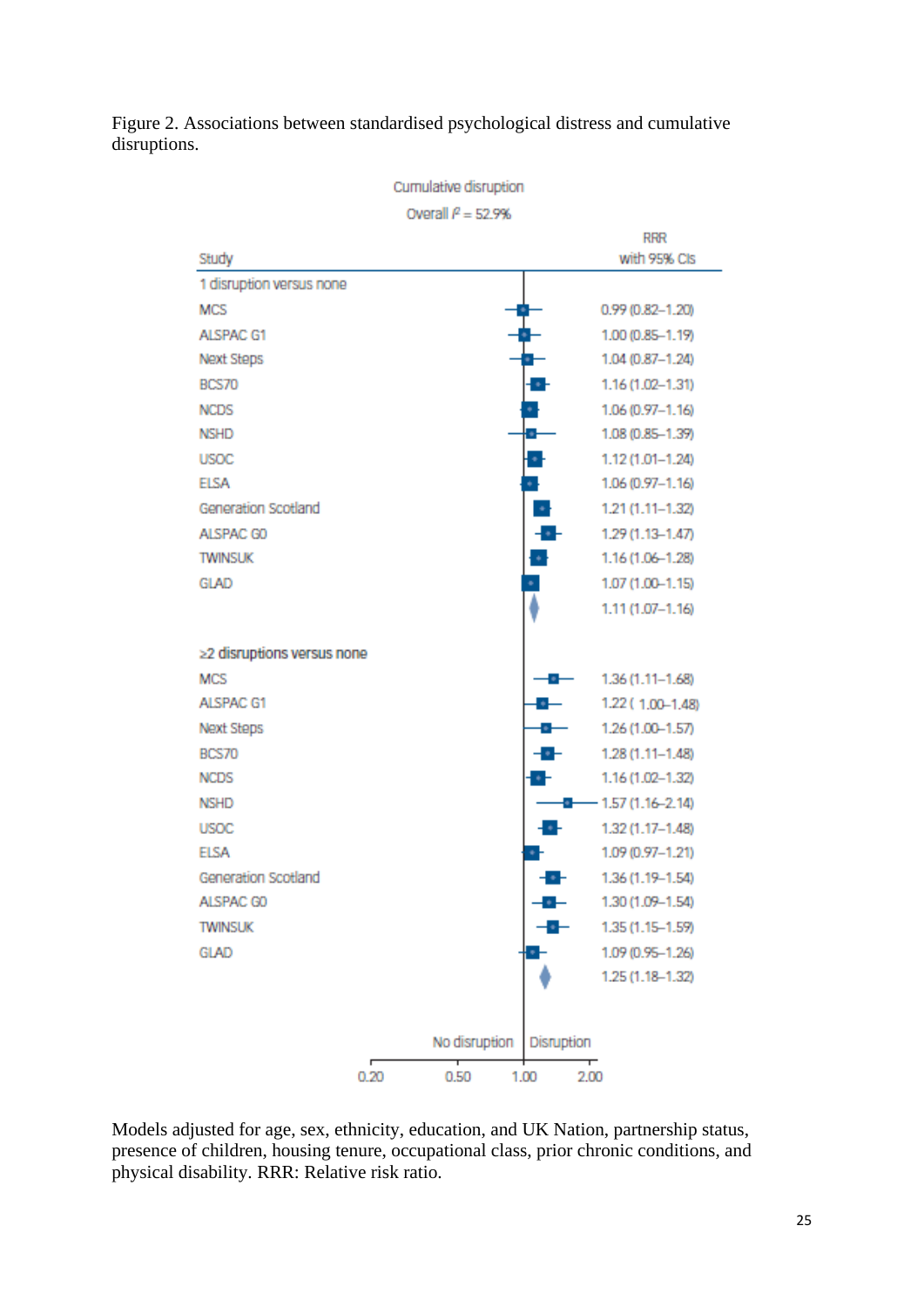Figure 2. Associations between standardised psychological distress and cumulative disruptions.

Cumulative disruption

Overall $I^2$ = 52.9%

Study

RRR with 95% CIs

1 disruption versus none

MCS 0.99 (0.82–1.20)

ALSPAC G1 1.00 (0.85–1.19)

Next Steps 1.04 (0.87–1.24)

BCS70 1.16 (1.02–1.31)

NCDS 1.06 (0.97–1.16)

NSHD 1.08 (0.85–1.39)

USOC 1.12 (1.01–1.24)

ELSA 1.06 (0.97–1.16)

Generation Scotland 1.21 (1.11–1.32)

ALSPAC G0 1.29 (1.13–1.47)

TWINSUK 1.16 (1.06–1.28)

GLAD 1.07 (1.00–1.15)

1.11 (1.07–1.16)

≥2 disruptions versus none

MCS 1.36 (1.11–1.68)

ALSPAC G1 1.22 ( 1.00–1.48)

Next Steps 1.26 (1.00–1.57)

BCS70 1.28 (1.11–1.48)

NCDS 1.16 (1.02–1.32)

NSHD 1.57 (1.16–2.14)

USOC 1.32 (1.17–1.48)

ELSA 1.09 (0.97–1.21)

Generation Scotland 1.36 (1.19–1.54)

ALSPAC G0 1.30 (1.09–1.54)

TWINSUK 1.35 (1.15–1.59)

GLAD 1.09 (0.95–1.26)

1.25 (1.18–1.32)

No disruption | Disruption

0.20 0.50 1.00 2.00

Models adjusted for age, sex, ethnicity, education, and UK Nation, partnership status, presence of children, housing tenure, occupational class, prior chronic conditions, and physical disability. RRR: Relative risk ratio.